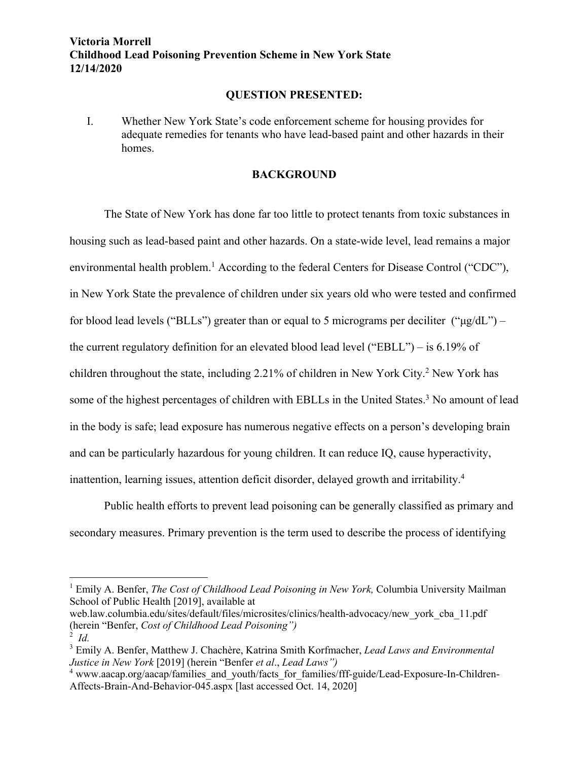**Victoria Morrell**
**Childhood Lead Poisoning Prevention Scheme in New York State**
**12/14/2020**

## QUESTION PRESENTED:

I. Whether New York State's code enforcement scheme for housing provides for adequate remedies for tenants who have lead-based paint and other hazards in their homes.

## BACKGROUND

The State of New York has done far too little to protect tenants from toxic substances in housing such as lead-based paint and other hazards. On a state-wide level, lead remains a major environmental health problem.[1] According to the federal Centers for Disease Control ("CDC"), in New York State the prevalence of children under six years old who were tested and confirmed for blood lead levels ("BLLs") greater than or equal to 5 micrograms per deciliter ("µg/dL") – the current regulatory definition for an elevated blood lead level ("EBLL") – is 6.19% of children throughout the state, including 2.21% of children in New York City.[2] New York has some of the highest percentages of children with EBLLs in the United States.[3] No amount of lead in the body is safe; lead exposure has numerous negative effects on a person's developing brain and can be particularly hazardous for young children. It can reduce IQ, cause hyperactivity, inattention, learning issues, attention deficit disorder, delayed growth and irritability.[4]

Public health efforts to prevent lead poisoning can be generally classified as primary and secondary measures. Primary prevention is the term used to describe the process of identifying

---

[1] Emily A. Benfer, *The Cost of Childhood Lead Poisoning in New York,* Columbia University Mailman School of Public Health [2019], available at web.law.columbia.edu/sites/default/files/microsites/clinics/health-advocacy/new_york_cba_11.pdf (herein "Benfer, *Cost of Childhood Lead Poisoning")*

[2] *Id.*

[3] Emily A. Benfer, Matthew J. Chachère, Katrina Smith Korfmacher, *Lead Laws and Environmental Justice in New York* [2019] (herein "Benfer *et al*., *Lead Laws")*

[4] www.aacap.org/aacap/families_and_youth/facts_for_families/fff-guide/Lead-Exposure-In-Children-Affects-Brain-And-Behavior-045.aspx [last accessed Oct. 14, 2020]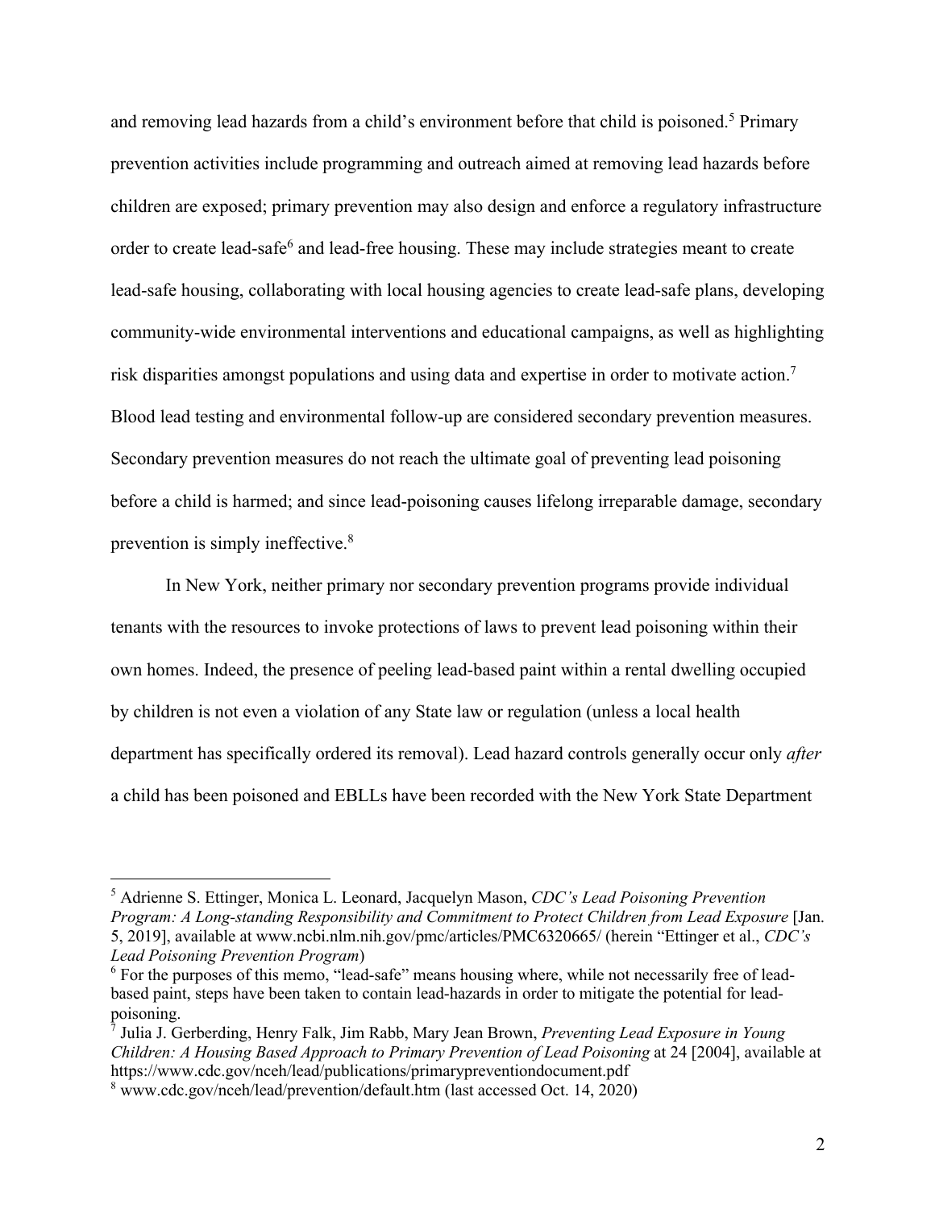and removing lead hazards from a child's environment before that child is poisoned.[5] Primary prevention activities include programming and outreach aimed at removing lead hazards before children are exposed; primary prevention may also design and enforce a regulatory infrastructure order to create lead-safe[6] and lead-free housing. These may include strategies meant to create lead-safe housing, collaborating with local housing agencies to create lead-safe plans, developing community-wide environmental interventions and educational campaigns, as well as highlighting risk disparities amongst populations and using data and expertise in order to motivate action.[7] Blood lead testing and environmental follow-up are considered secondary prevention measures. Secondary prevention measures do not reach the ultimate goal of preventing lead poisoning before a child is harmed; and since lead-poisoning causes lifelong irreparable damage, secondary prevention is simply ineffective.[8]

In New York, neither primary nor secondary prevention programs provide individual tenants with the resources to invoke protections of laws to prevent lead poisoning within their own homes. Indeed, the presence of peeling lead-based paint within a rental dwelling occupied by children is not even a violation of any State law or regulation (unless a local health department has specifically ordered its removal). Lead hazard controls generally occur only *after* a child has been poisoned and EBLLs have been recorded with the New York State Department

---

[5] Adrienne S. Ettinger, Monica L. Leonard, Jacquelyn Mason, *CDC's Lead Poisoning Prevention Program: A Long-standing Responsibility and Commitment to Protect Children from Lead Exposure* [Jan. 5, 2019], available at www.ncbi.nlm.nih.gov/pmc/articles/PMC6320665/ (herein "Ettinger et al., *CDC's Lead Poisoning Prevention Program*)

[6] For the purposes of this memo, "lead-safe" means housing where, while not necessarily free of lead-based paint, steps have been taken to contain lead-hazards in order to mitigate the potential for lead-poisoning.

[7] Julia J. Gerberding, Henry Falk, Jim Rabb, Mary Jean Brown, *Preventing Lead Exposure in Young Children: A Housing Based Approach to Primary Prevention of Lead Poisoning* at 24 [2004], available at https://www.cdc.gov/nceh/lead/publications/primarypreventiondocument.pdf

[8] www.cdc.gov/nceh/lead/prevention/default.htm (last accessed Oct. 14, 2020)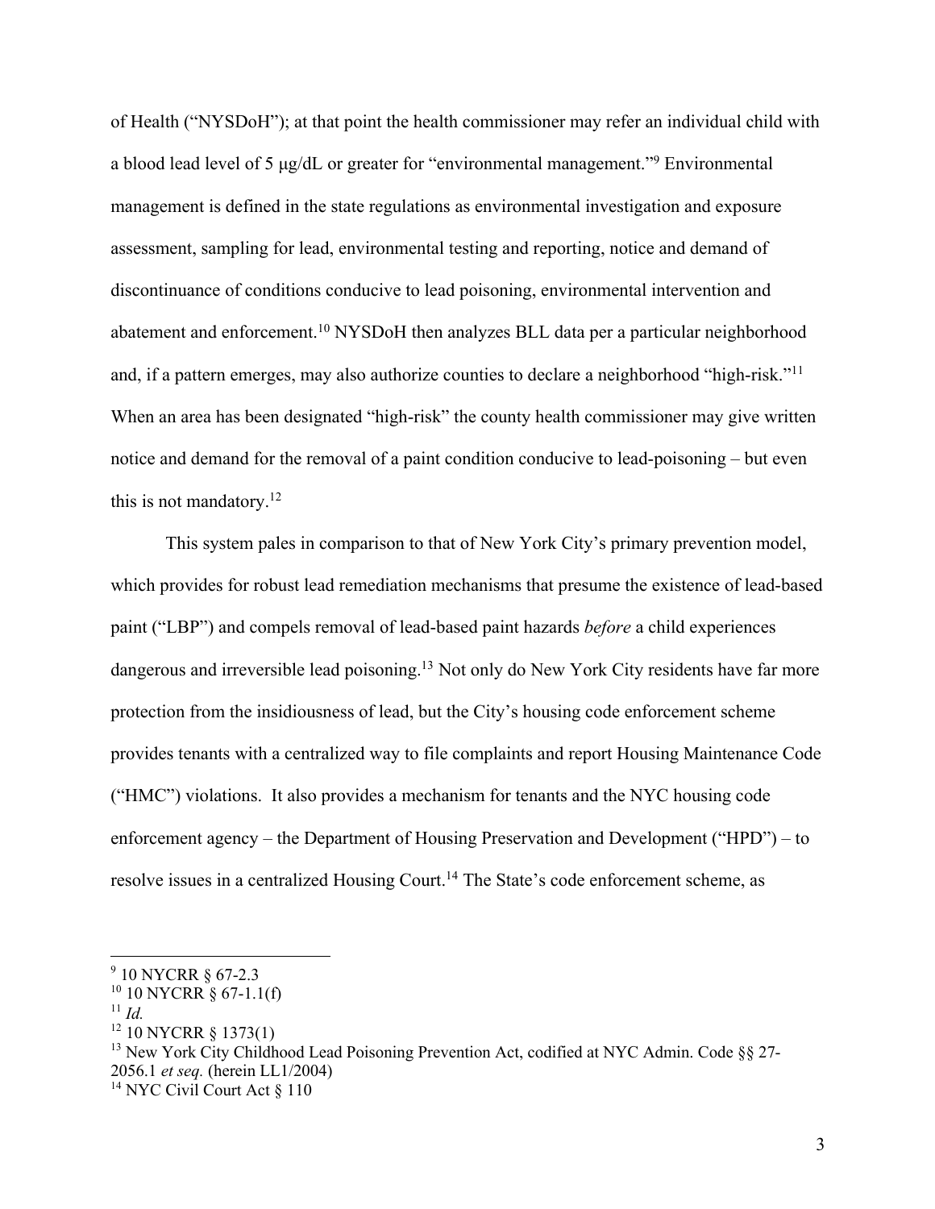of Health ("NYSDoH"); at that point the health commissioner may refer an individual child with a blood lead level of 5 μg/dL or greater for "environmental management."[9] Environmental management is defined in the state regulations as environmental investigation and exposure assessment, sampling for lead, environmental testing and reporting, notice and demand of discontinuance of conditions conducive to lead poisoning, environmental intervention and abatement and enforcement.[10] NYSDoH then analyzes BLL data per a particular neighborhood and, if a pattern emerges, may also authorize counties to declare a neighborhood "high-risk."[11] When an area has been designated "high-risk" the county health commissioner may give written notice and demand for the removal of a paint condition conducive to lead-poisoning – but even this is not mandatory.[12]

This system pales in comparison to that of New York City's primary prevention model, which provides for robust lead remediation mechanisms that presume the existence of lead-based paint ("LBP") and compels removal of lead-based paint hazards *before* a child experiences dangerous and irreversible lead poisoning.[13] Not only do New York City residents have far more protection from the insidiousness of lead, but the City's housing code enforcement scheme provides tenants with a centralized way to file complaints and report Housing Maintenance Code ("HMC") violations. It also provides a mechanism for tenants and the NYC housing code enforcement agency – the Department of Housing Preservation and Development ("HPD") – to resolve issues in a centralized Housing Court.[14] The State's code enforcement scheme, as

---

[9] 10 NYCRR § 67-2.3
[10] 10 NYCRR § 67-1.1(f)
[11] *Id.*
[12] 10 NYCRR § 1373(1)
[13] New York City Childhood Lead Poisoning Prevention Act, codified at NYC Admin. Code §§ 27-2056.1 *et seq.* (herein LL1/2004)
[14] NYC Civil Court Act § 110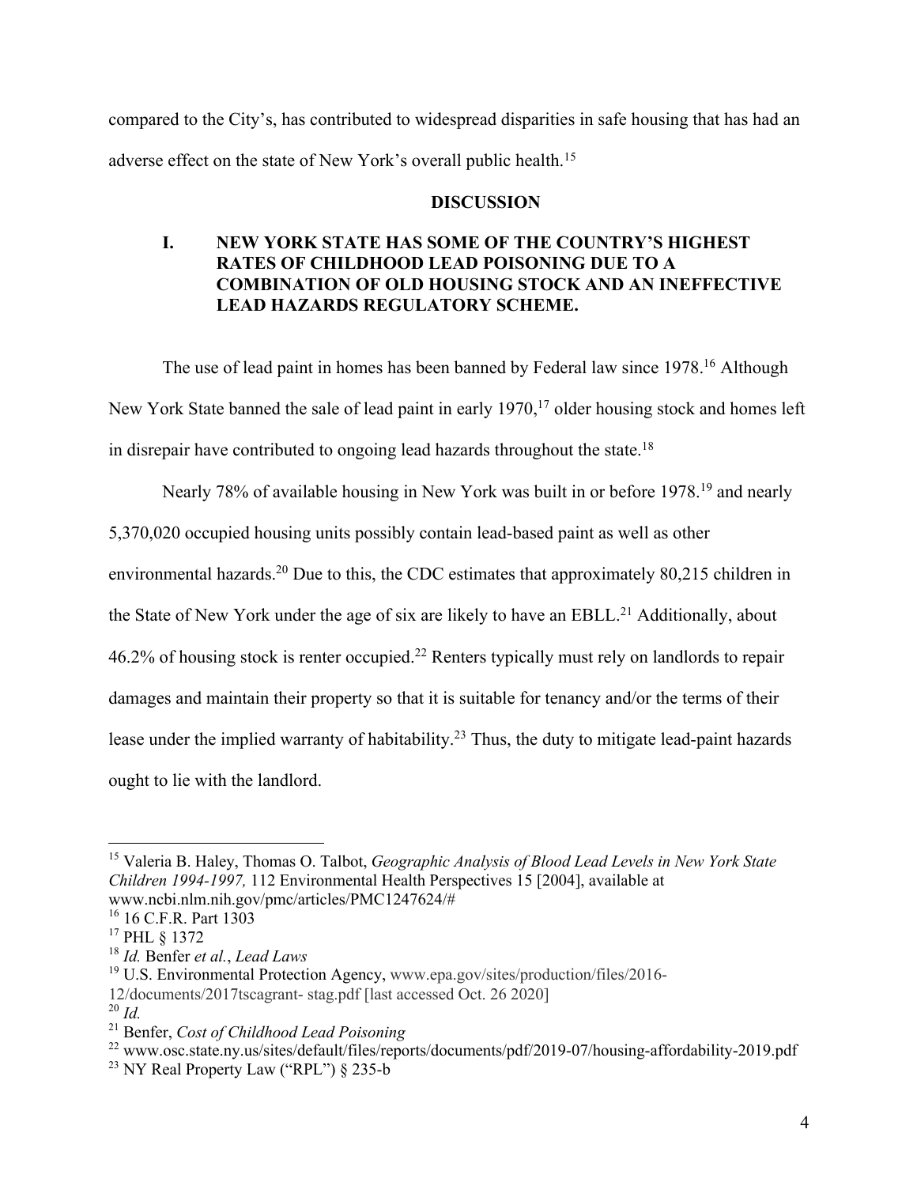compared to the City's, has contributed to widespread disparities in safe housing that has had an adverse effect on the state of New York's overall public health.[15]

## DISCUSSION

### I. NEW YORK STATE HAS SOME OF THE COUNTRY'S HIGHEST RATES OF CHILDHOOD LEAD POISONING DUE TO A COMBINATION OF OLD HOUSING STOCK AND AN INEFFECTIVE LEAD HAZARDS REGULATORY SCHEME.

The use of lead paint in homes has been banned by Federal law since 1978.[16] Although New York State banned the sale of lead paint in early 1970,[17] older housing stock and homes left in disrepair have contributed to ongoing lead hazards throughout the state.[18]

Nearly 78% of available housing in New York was built in or before 1978.[19] and nearly 5,370,020 occupied housing units possibly contain lead-based paint as well as other environmental hazards.[20] Due to this, the CDC estimates that approximately 80,215 children in the State of New York under the age of six are likely to have an EBLL.[21] Additionally, about 46.2% of housing stock is renter occupied.[22] Renters typically must rely on landlords to repair damages and maintain their property so that it is suitable for tenancy and/or the terms of their lease under the implied warranty of habitability.[23] Thus, the duty to mitigate lead-paint hazards ought to lie with the landlord.

---

[15] Valeria B. Haley, Thomas O. Talbot, *Geographic Analysis of Blood Lead Levels in New York State Children 1994-1997,* 112 Environmental Health Perspectives 15 [2004], available at www.ncbi.nlm.nih.gov/pmc/articles/PMC1247624/#

[16] 16 C.F.R. Part 1303

[17] PHL § 1372

[18] *Id.* Benfer *et al.*, *Lead Laws*

[19] U.S. Environmental Protection Agency, www.epa.gov/sites/production/files/2016-12/documents/2017tscagrant- stag.pdf [last accessed Oct. 26 2020]

[20] *Id.*

[21] Benfer, *Cost of Childhood Lead Poisoning*

[22] www.osc.state.ny.us/sites/default/files/reports/documents/pdf/2019-07/housing-affordability-2019.pdf

[23] NY Real Property Law ("RPL") § 235-b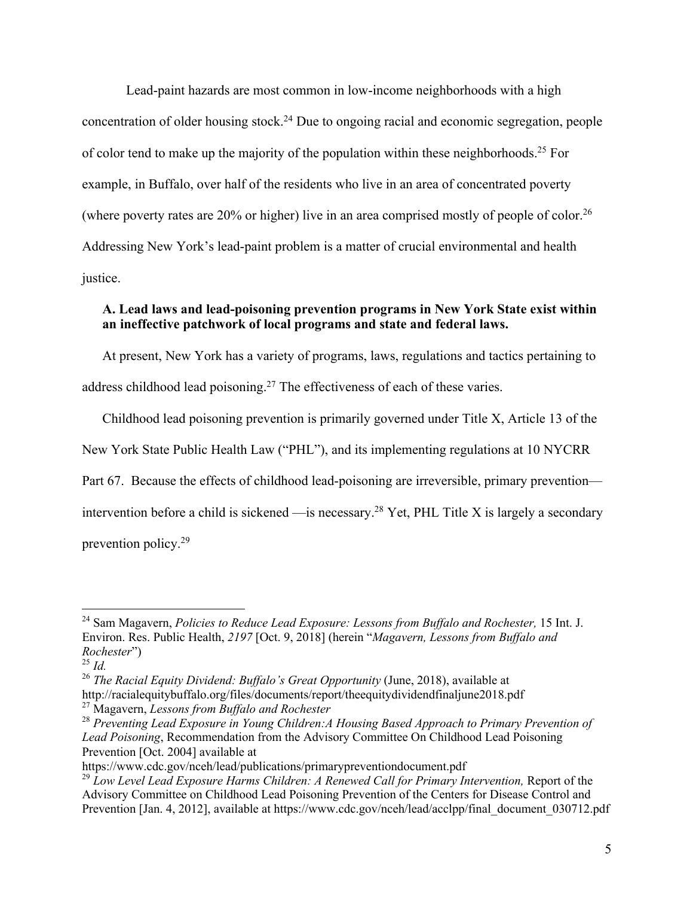Lead-paint hazards are most common in low-income neighborhoods with a high concentration of older housing stock.[24] Due to ongoing racial and economic segregation, people of color tend to make up the majority of the population within these neighborhoods.[25] For example, in Buffalo, over half of the residents who live in an area of concentrated poverty (where poverty rates are 20% or higher) live in an area comprised mostly of people of color.[26] Addressing New York's lead-paint problem is a matter of crucial environmental and health justice.

### A. Lead laws and lead-poisoning prevention programs in New York State exist within an ineffective patchwork of local programs and state and federal laws.

At present, New York has a variety of programs, laws, regulations and tactics pertaining to address childhood lead poisoning.[27] The effectiveness of each of these varies.

Childhood lead poisoning prevention is primarily governed under Title X, Article 13 of the New York State Public Health Law ("PHL"), and its implementing regulations at 10 NYCRR Part 67. Because the effects of childhood lead-poisoning are irreversible, primary prevention—intervention before a child is sickened —is necessary.[28] Yet, PHL Title X is largely a secondary prevention policy.[29]

---

[24] Sam Magavern, *Policies to Reduce Lead Exposure: Lessons from Buffalo and Rochester,* 15 Int. J. Environ. Res. Public Health, *2197* [Oct. 9, 2018] (herein "*Magavern, Lessons from Buffalo and Rochester*")

[25] *Id.*

[26] *The Racial Equity Dividend: Buffalo's Great Opportunity* (June, 2018), available at http://racialequitybuffalo.org/files/documents/report/theequitydividendfinaljune2018.pdf

[27] Magavern, *Lessons from Buffalo and Rochester*

[28] *Preventing Lead Exposure in Young Children:A Housing Based Approach to Primary Prevention of Lead Poisoning*, Recommendation from the Advisory Committee On Childhood Lead Poisoning Prevention [Oct. 2004] available at https://www.cdc.gov/nceh/lead/publications/primarypreventiondocument.pdf

[29] *Low Level Lead Exposure Harms Children: A Renewed Call for Primary Intervention,* Report of the Advisory Committee on Childhood Lead Poisoning Prevention of the Centers for Disease Control and Prevention [Jan. 4, 2012], available at https://www.cdc.gov/nceh/lead/acclpp/final_document_030712.pdf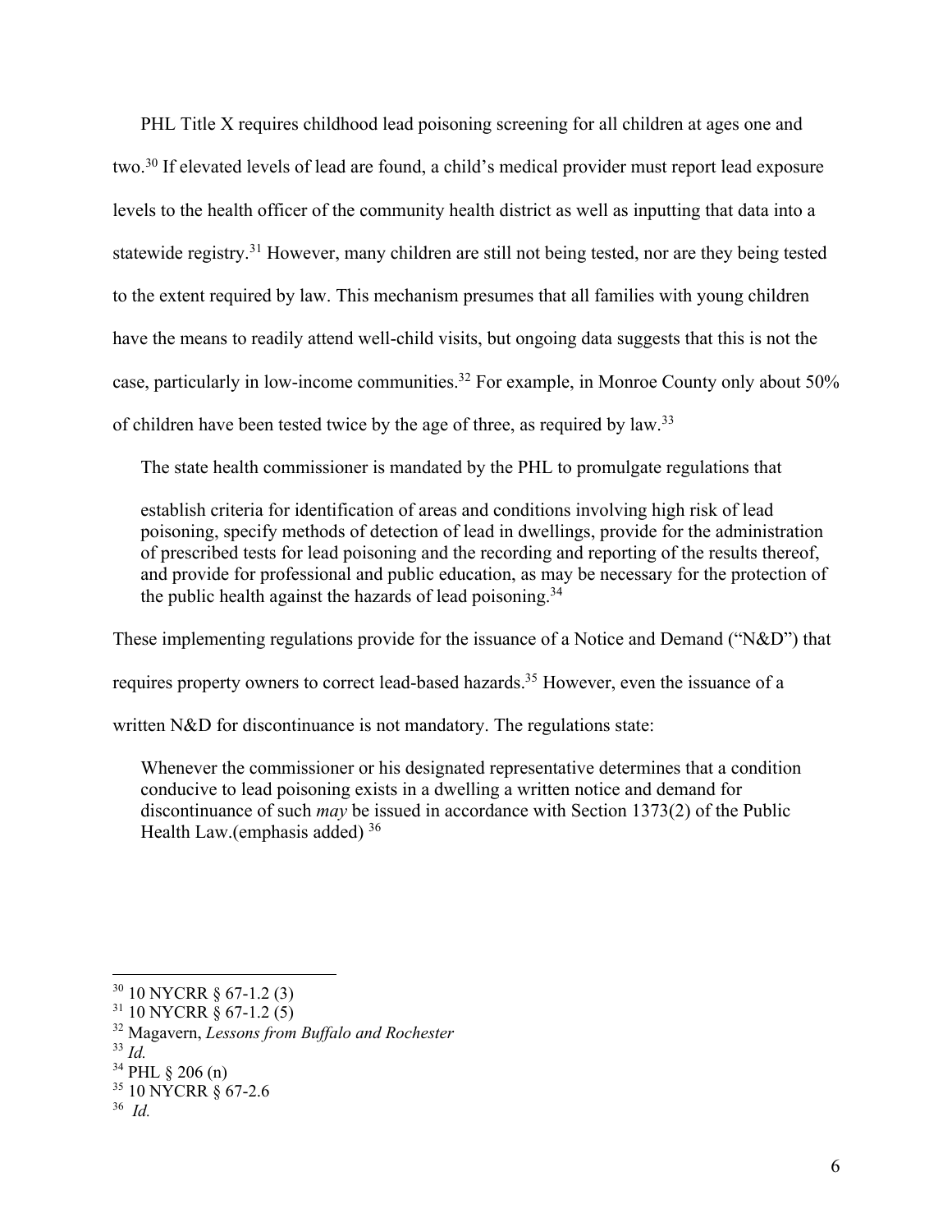PHL Title X requires childhood lead poisoning screening for all children at ages one and two.[30] If elevated levels of lead are found, a child's medical provider must report lead exposure levels to the health officer of the community health district as well as inputting that data into a statewide registry.[31] However, many children are still not being tested, nor are they being tested to the extent required by law. This mechanism presumes that all families with young children have the means to readily attend well-child visits, but ongoing data suggests that this is not the case, particularly in low-income communities.[32] For example, in Monroe County only about 50% of children have been tested twice by the age of three, as required by law.[33]

The state health commissioner is mandated by the PHL to promulgate regulations that

> establish criteria for identification of areas and conditions involving high risk of lead poisoning, specify methods of detection of lead in dwellings, provide for the administration of prescribed tests for lead poisoning and the recording and reporting of the results thereof, and provide for professional and public education, as may be necessary for the protection of the public health against the hazards of lead poisoning.[34]

These implementing regulations provide for the issuance of a Notice and Demand ("N&D") that requires property owners to correct lead-based hazards.[35] However, even the issuance of a written N&D for discontinuance is not mandatory. The regulations state:

> Whenever the commissioner or his designated representative determines that a condition conducive to lead poisoning exists in a dwelling a written notice and demand for discontinuance of such *may* be issued in accordance with Section 1373(2) of the Public Health Law.(emphasis added) [36]

---

[30] 10 NYCRR § 67-1.2 (3)
[31] 10 NYCRR § 67-1.2 (5)
[32] Magavern, *Lessons from Buffalo and Rochester*
[33] *Id.*
[34] PHL § 206 (n)
[35] 10 NYCRR § 67-2.6
[36] *Id.*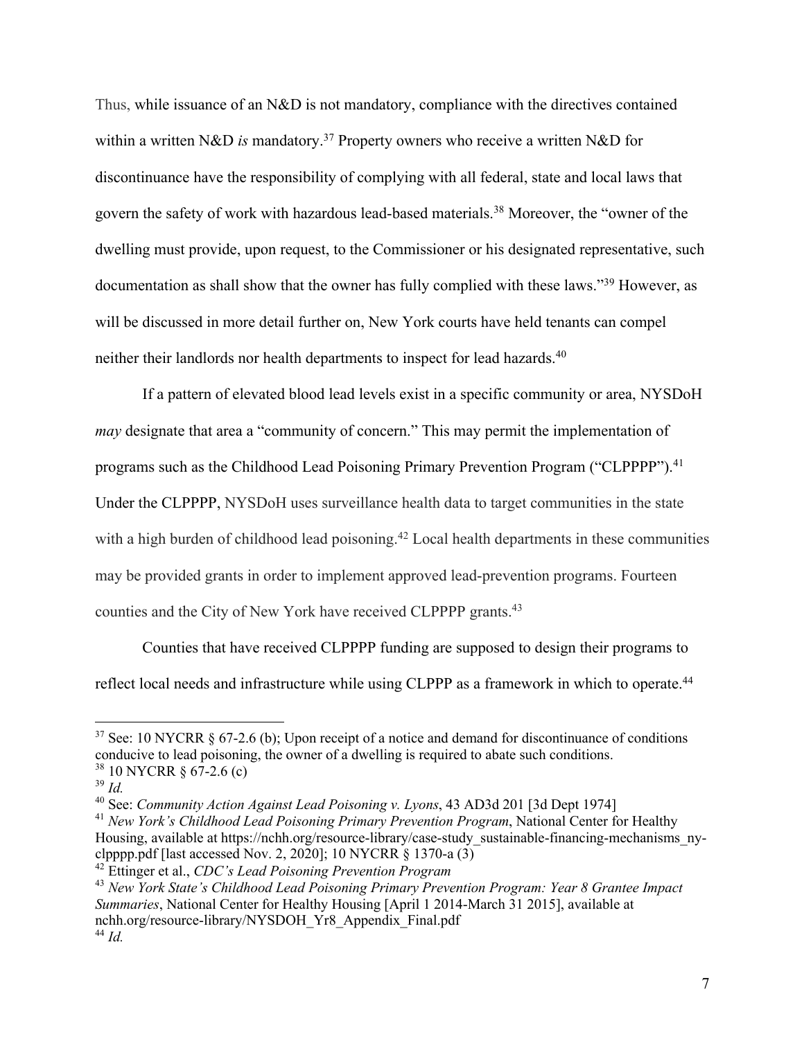Thus, while issuance of an N&D is not mandatory, compliance with the directives contained within a written N&D *is* mandatory.[37] Property owners who receive a written N&D for discontinuance have the responsibility of complying with all federal, state and local laws that govern the safety of work with hazardous lead-based materials.[38] Moreover, the "owner of the dwelling must provide, upon request, to the Commissioner or his designated representative, such documentation as shall show that the owner has fully complied with these laws."[39] However, as will be discussed in more detail further on, New York courts have held tenants can compel neither their landlords nor health departments to inspect for lead hazards.[40]

If a pattern of elevated blood lead levels exist in a specific community or area, NYSDoH *may* designate that area a "community of concern." This may permit the implementation of programs such as the Childhood Lead Poisoning Primary Prevention Program ("CLPPPP").[41] Under the CLPPPP, NYSDoH uses surveillance health data to target communities in the state with a high burden of childhood lead poisoning.[42] Local health departments in these communities may be provided grants in order to implement approved lead-prevention programs. Fourteen counties and the City of New York have received CLPPPP grants.[43]

Counties that have received CLPPPP funding are supposed to design their programs to reflect local needs and infrastructure while using CLPPP as a framework in which to operate.[44]

---

[37] See: 10 NYCRR § 67-2.6 (b); Upon receipt of a notice and demand for discontinuance of conditions conducive to lead poisoning, the owner of a dwelling is required to abate such conditions.

[38] 10 NYCRR § 67-2.6 (c)

[39] *Id.*

[40] See: *Community Action Against Lead Poisoning v. Lyons*, 43 AD3d 201 [3d Dept 1974]

[41] *New York's Childhood Lead Poisoning Primary Prevention Program*, National Center for Healthy Housing, available at https://nchh.org/resource-library/case-study_sustainable-financing-mechanisms_ny-clpppp.pdf [last accessed Nov. 2, 2020]; 10 NYCRR § 1370-a (3)

[42] Ettinger et al., *CDC's Lead Poisoning Prevention Program*

[43] *New York State's Childhood Lead Poisoning Primary Prevention Program: Year 8 Grantee Impact Summaries*, National Center for Healthy Housing [April 1 2014-March 31 2015], available at nchh.org/resource-library/NYSDOH_Yr8_Appendix_Final.pdf

[44] *Id.*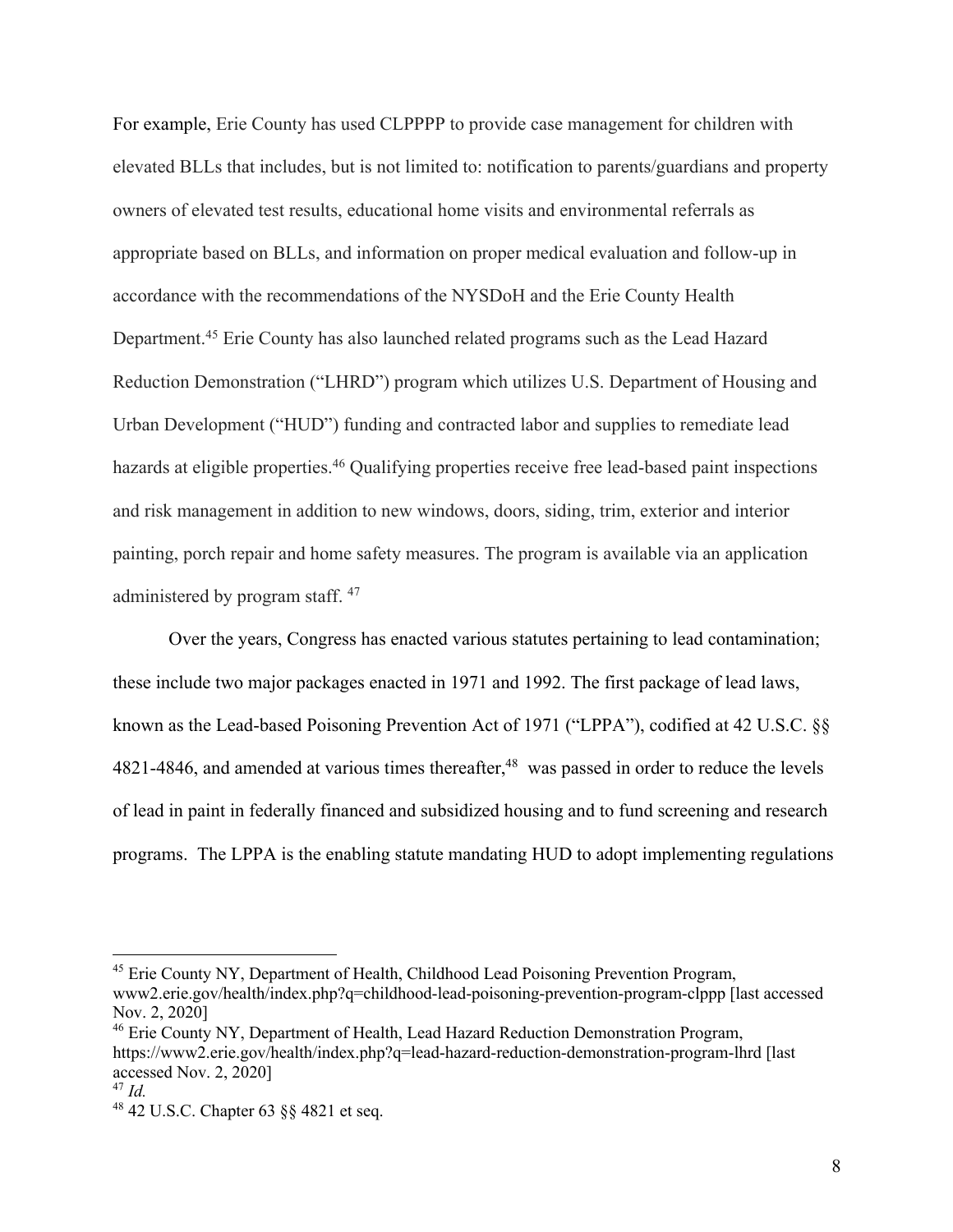For example, Erie County has used CLPPPP to provide case management for children with elevated BLLs that includes, but is not limited to: notification to parents/guardians and property owners of elevated test results, educational home visits and environmental referrals as appropriate based on BLLs, and information on proper medical evaluation and follow-up in accordance with the recommendations of the NYSDoH and the Erie County Health Department.[45] Erie County has also launched related programs such as the Lead Hazard Reduction Demonstration ("LHRD") program which utilizes U.S. Department of Housing and Urban Development ("HUD") funding and contracted labor and supplies to remediate lead hazards at eligible properties.[46] Qualifying properties receive free lead-based paint inspections and risk management in addition to new windows, doors, siding, trim, exterior and interior painting, porch repair and home safety measures. The program is available via an application administered by program staff. [47]

Over the years, Congress has enacted various statutes pertaining to lead contamination; these include two major packages enacted in 1971 and 1992. The first package of lead laws, known as the Lead-based Poisoning Prevention Act of 1971 ("LPPA"), codified at 42 U.S.C. §§ 4821-4846, and amended at various times thereafter,[48] was passed in order to reduce the levels of lead in paint in federally financed and subsidized housing and to fund screening and research programs. The LPPA is the enabling statute mandating HUD to adopt implementing regulations

---

[45] Erie County NY, Department of Health, Childhood Lead Poisoning Prevention Program, www2.erie.gov/health/index.php?q=childhood-lead-poisoning-prevention-program-clppp [last accessed Nov. 2, 2020]

[46] Erie County NY, Department of Health, Lead Hazard Reduction Demonstration Program, https://www2.erie.gov/health/index.php?q=lead-hazard-reduction-demonstration-program-lhrd [last accessed Nov. 2, 2020]

[47] *Id.*

[48] 42 U.S.C. Chapter 63 §§ 4821 et seq.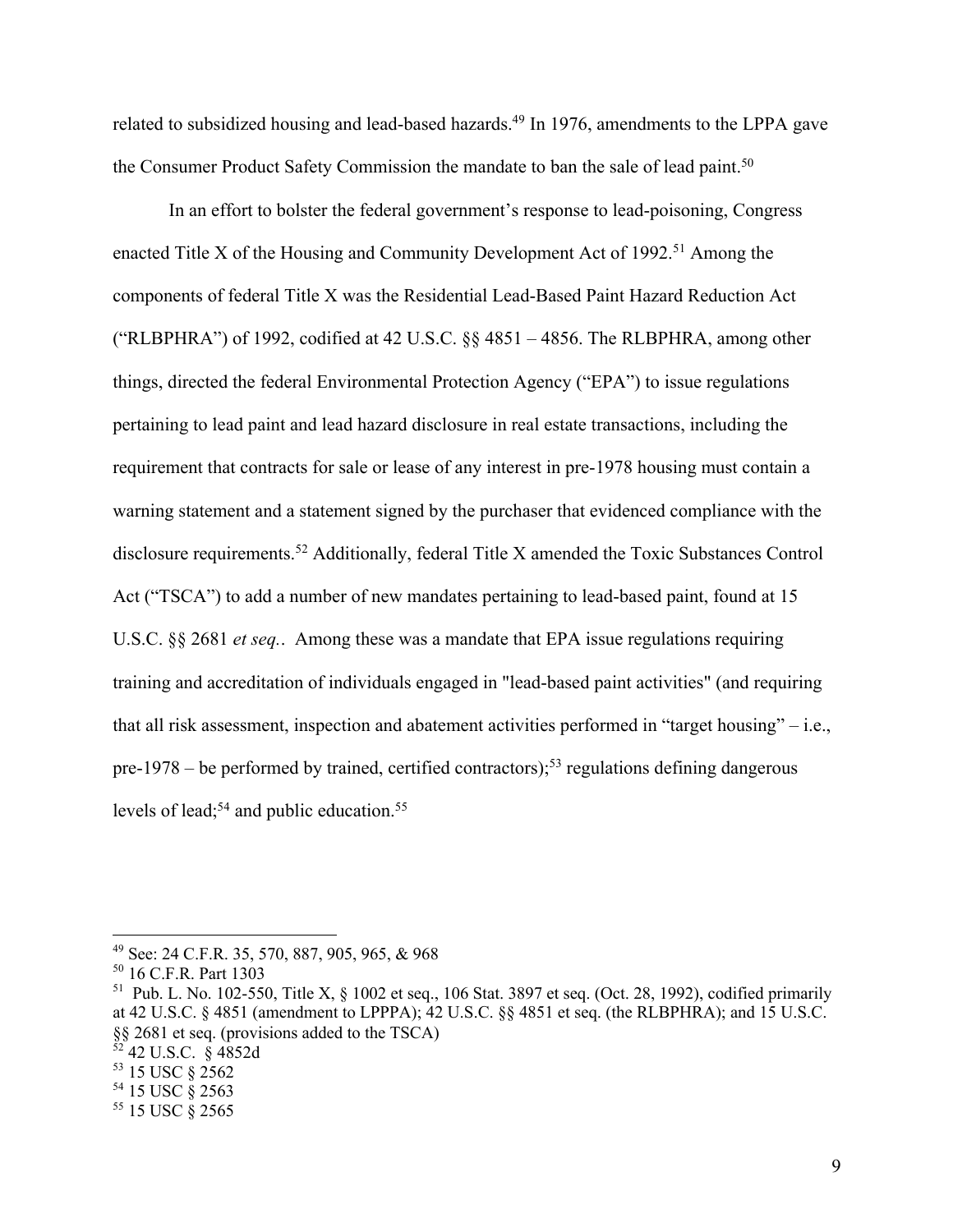related to subsidized housing and lead-based hazards.[49] In 1976, amendments to the LPPA gave the Consumer Product Safety Commission the mandate to ban the sale of lead paint.[50]

In an effort to bolster the federal government's response to lead-poisoning, Congress enacted Title X of the Housing and Community Development Act of 1992.[51] Among the components of federal Title X was the Residential Lead-Based Paint Hazard Reduction Act ("RLBPHRA") of 1992, codified at 42 U.S.C. §§ 4851 – 4856. The RLBPHRA, among other things, directed the federal Environmental Protection Agency ("EPA") to issue regulations pertaining to lead paint and lead hazard disclosure in real estate transactions, including the requirement that contracts for sale or lease of any interest in pre-1978 housing must contain a warning statement and a statement signed by the purchaser that evidenced compliance with the disclosure requirements.[52] Additionally, federal Title X amended the Toxic Substances Control Act ("TSCA") to add a number of new mandates pertaining to lead-based paint, found at 15 U.S.C. §§ 2681 *et seq.*. Among these was a mandate that EPA issue regulations requiring training and accreditation of individuals engaged in "lead-based paint activities" (and requiring that all risk assessment, inspection and abatement activities performed in "target housing" – i.e., pre-1978 – be performed by trained, certified contractors);[53] regulations defining dangerous levels of lead;[54] and public education.[55]

---

[49] See: 24 C.F.R. 35, 570, 887, 905, 965, & 968

[50] 16 C.F.R. Part 1303

[51] Pub. L. No. 102-550, Title X, § 1002 et seq., 106 Stat. 3897 et seq. (Oct. 28, 1992), codified primarily at 42 U.S.C. § 4851 (amendment to LPPPA); 42 U.S.C. §§ 4851 et seq. (the RLBPHRA); and 15 U.S.C. §§ 2681 et seq. (provisions added to the TSCA)

[52] 42 U.S.C. § 4852d

[53] 15 USC § 2562

[54] 15 USC § 2563

[55] 15 USC § 2565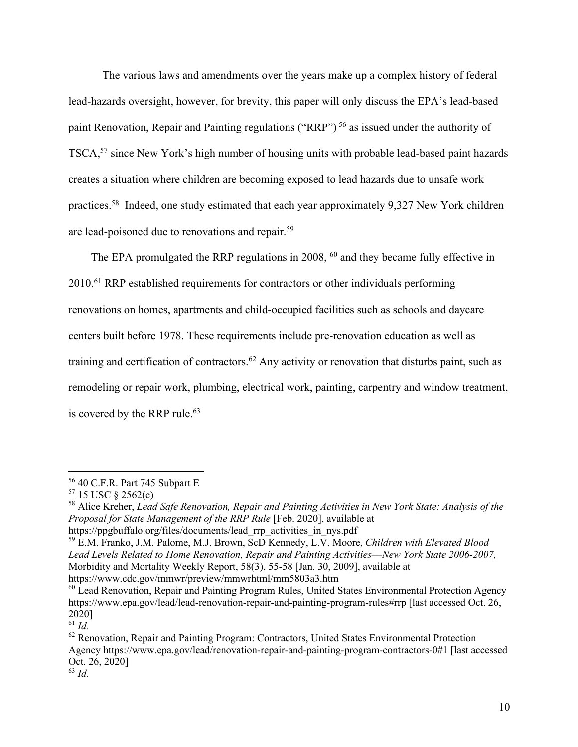The various laws and amendments over the years make up a complex history of federal lead-hazards oversight, however, for brevity, this paper will only discuss the EPA's lead-based paint Renovation, Repair and Painting regulations ("RRP") [56] as issued under the authority of TSCA,[57] since New York's high number of housing units with probable lead-based paint hazards creates a situation where children are becoming exposed to lead hazards due to unsafe work practices.[58] Indeed, one study estimated that each year approximately 9,327 New York children are lead-poisoned due to renovations and repair.[59]

The EPA promulgated the RRP regulations in 2008, [60] and they became fully effective in 2010.[61] RRP established requirements for contractors or other individuals performing renovations on homes, apartments and child-occupied facilities such as schools and daycare centers built before 1978. These requirements include pre-renovation education as well as training and certification of contractors.[62] Any activity or renovation that disturbs paint, such as remodeling or repair work, plumbing, electrical work, painting, carpentry and window treatment, is covered by the RRP rule.[63]

---

[56] 40 C.F.R. Part 745 Subpart E

[57] 15 USC § 2562(c)

[58] Alice Kreher, *Lead Safe Renovation, Repair and Painting Activities in New York State: Analysis of the Proposal for State Management of the RRP Rule* [Feb. 2020], available at https://ppgbuffalo.org/files/documents/lead_rrp_activities_in_nys.pdf

[59] E.M. Franko, J.M. Palome, M.J. Brown, ScD Kennedy, L.V. Moore, *Children with Elevated Blood Lead Levels Related to Home Renovation, Repair and Painting Activities—New York State 2006-2007,* Morbidity and Mortality Weekly Report, 58(3), 55-58 [Jan. 30, 2009], available at https://www.cdc.gov/mmwr/preview/mmwrhtml/mm5803a3.htm

[60] Lead Renovation, Repair and Painting Program Rules, United States Environmental Protection Agency https://www.epa.gov/lead/lead-renovation-repair-and-painting-program-rules#rrp [last accessed Oct. 26, 2020]

[61] *Id.*

[62] Renovation, Repair and Painting Program: Contractors, United States Environmental Protection Agency https://www.epa.gov/lead/renovation-repair-and-painting-program-contractors-0#1 [last accessed Oct. 26, 2020]

[63] *Id.*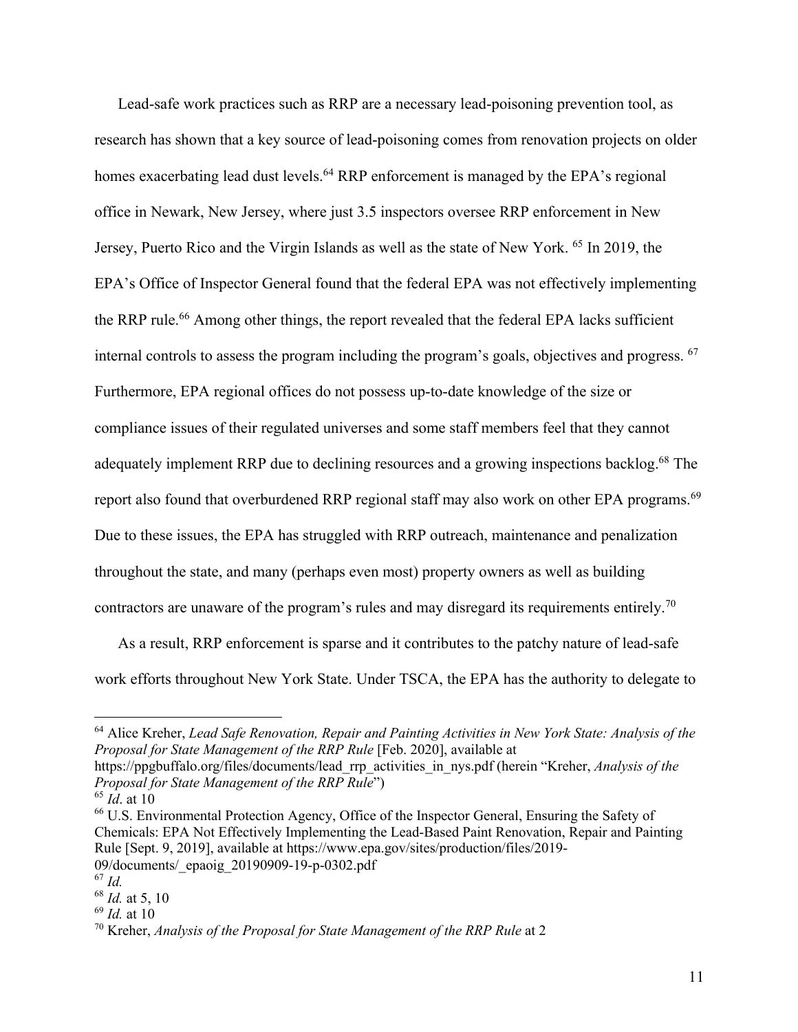Lead-safe work practices such as RRP are a necessary lead-poisoning prevention tool, as research has shown that a key source of lead-poisoning comes from renovation projects on older homes exacerbating lead dust levels.[64] RRP enforcement is managed by the EPA's regional office in Newark, New Jersey, where just 3.5 inspectors oversee RRP enforcement in New Jersey, Puerto Rico and the Virgin Islands as well as the state of New York. [65] In 2019, the EPA's Office of Inspector General found that the federal EPA was not effectively implementing the RRP rule.[66] Among other things, the report revealed that the federal EPA lacks sufficient internal controls to assess the program including the program's goals, objectives and progress. [67] Furthermore, EPA regional offices do not possess up-to-date knowledge of the size or compliance issues of their regulated universes and some staff members feel that they cannot adequately implement RRP due to declining resources and a growing inspections backlog.[68] The report also found that overburdened RRP regional staff may also work on other EPA programs.[69] Due to these issues, the EPA has struggled with RRP outreach, maintenance and penalization throughout the state, and many (perhaps even most) property owners as well as building contractors are unaware of the program's rules and may disregard its requirements entirely.[70]

As a result, RRP enforcement is sparse and it contributes to the patchy nature of lead-safe work efforts throughout New York State. Under TSCA, the EPA has the authority to delegate to

---

[64] Alice Kreher, *Lead Safe Renovation, Repair and Painting Activities in New York State: Analysis of the Proposal for State Management of the RRP Rule* [Feb. 2020], available at https://ppgbuffalo.org/files/documents/lead_rrp_activities_in_nys.pdf (herein "Kreher, *Analysis of the Proposal for State Management of the RRP Rule*")

[65] *Id*. at 10

[66] U.S. Environmental Protection Agency, Office of the Inspector General, Ensuring the Safety of Chemicals: EPA Not Effectively Implementing the Lead-Based Paint Renovation, Repair and Painting Rule [Sept. 9, 2019], available at https://www.epa.gov/sites/production/files/2019-09/documents/_epaoig_20190909-19-p-0302.pdf

[67] *Id.*

[68] *Id.* at 5, 10

[69] *Id.* at 10

[70] Kreher, *Analysis of the Proposal for State Management of the RRP Rule* at 2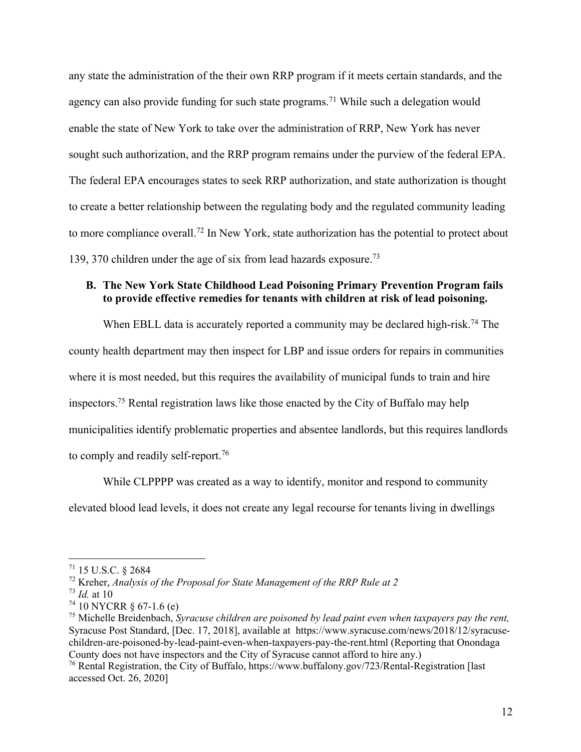any state the administration of the their own RRP program if it meets certain standards, and the agency can also provide funding for such state programs.[71] While such a delegation would enable the state of New York to take over the administration of RRP, New York has never sought such authorization, and the RRP program remains under the purview of the federal EPA. The federal EPA encourages states to seek RRP authorization, and state authorization is thought to create a better relationship between the regulating body and the regulated community leading to more compliance overall.[72] In New York, state authorization has the potential to protect about 139, 370 children under the age of six from lead hazards exposure.[73]

### B. The New York State Childhood Lead Poisoning Primary Prevention Program fails to provide effective remedies for tenants with children at risk of lead poisoning.

When EBLL data is accurately reported a community may be declared high-risk.[74] The county health department may then inspect for LBP and issue orders for repairs in communities where it is most needed, but this requires the availability of municipal funds to train and hire inspectors.[75] Rental registration laws like those enacted by the City of Buffalo may help municipalities identify problematic properties and absentee landlords, but this requires landlords to comply and readily self-report.[76]

While CLPPPP was created as a way to identify, monitor and respond to community elevated blood lead levels, it does not create any legal recourse for tenants living in dwellings

---

[71] 15 U.S.C. § 2684

[72] Kreher, *Analysis of the Proposal for State Management of the RRP Rule at 2*

[73] *Id.* at 10

[74] 10 NYCRR § 67-1.6 (e)

[75] Michelle Breidenbach, *Syracuse children are poisoned by lead paint even when taxpayers pay the rent,* Syracuse Post Standard, [Dec. 17, 2018], available at https://www.syracuse.com/news/2018/12/syracuse-children-are-poisoned-by-lead-paint-even-when-taxpayers-pay-the-rent.html (Reporting that Onondaga County does not have inspectors and the City of Syracuse cannot afford to hire any.)

[76] Rental Registration, the City of Buffalo, https://www.buffalony.gov/723/Rental-Registration [last accessed Oct. 26, 2020]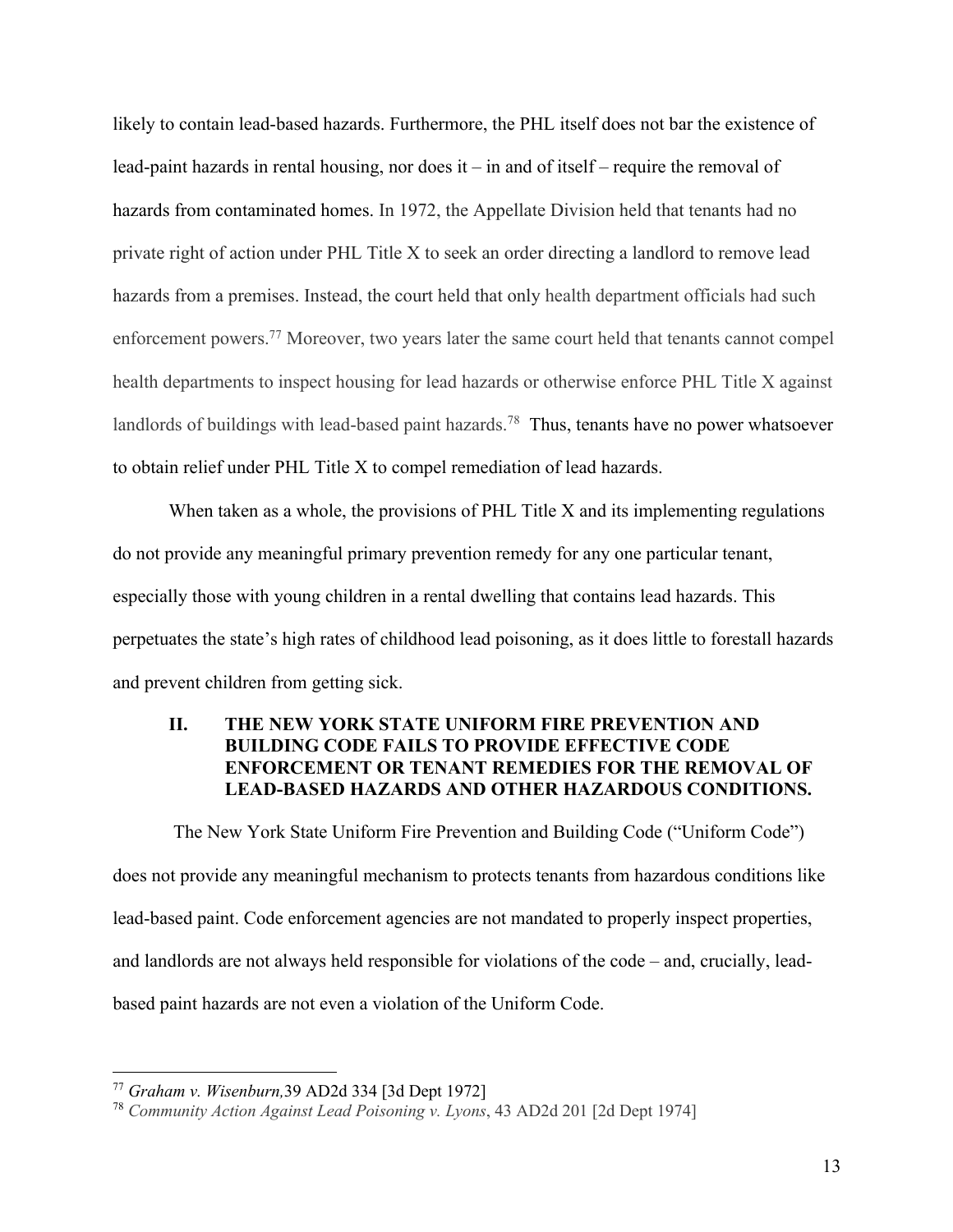likely to contain lead-based hazards. Furthermore, the PHL itself does not bar the existence of lead-paint hazards in rental housing, nor does it – in and of itself – require the removal of hazards from contaminated homes. In 1972, the Appellate Division held that tenants had no private right of action under PHL Title X to seek an order directing a landlord to remove lead hazards from a premises. Instead, the court held that only health department officials had such enforcement powers.[77] Moreover, two years later the same court held that tenants cannot compel health departments to inspect housing for lead hazards or otherwise enforce PHL Title X against landlords of buildings with lead-based paint hazards.[78] Thus, tenants have no power whatsoever to obtain relief under PHL Title X to compel remediation of lead hazards.

When taken as a whole, the provisions of PHL Title X and its implementing regulations do not provide any meaningful primary prevention remedy for any one particular tenant, especially those with young children in a rental dwelling that contains lead hazards. This perpetuates the state's high rates of childhood lead poisoning, as it does little to forestall hazards and prevent children from getting sick.

## II. THE NEW YORK STATE UNIFORM FIRE PREVENTION AND BUILDING CODE FAILS TO PROVIDE EFFECTIVE CODE ENFORCEMENT OR TENANT REMEDIES FOR THE REMOVAL OF LEAD-BASED HAZARDS AND OTHER HAZARDOUS CONDITIONS.

The New York State Uniform Fire Prevention and Building Code ("Uniform Code") does not provide any meaningful mechanism to protects tenants from hazardous conditions like lead-based paint. Code enforcement agencies are not mandated to properly inspect properties, and landlords are not always held responsible for violations of the code – and, crucially, lead-based paint hazards are not even a violation of the Uniform Code.

---

[77] *Graham v. Wisenburn,* 39 AD2d 334 [3d Dept 1972]

[78] *Community Action Against Lead Poisoning v. Lyons*, 43 AD2d 201 [2d Dept 1974]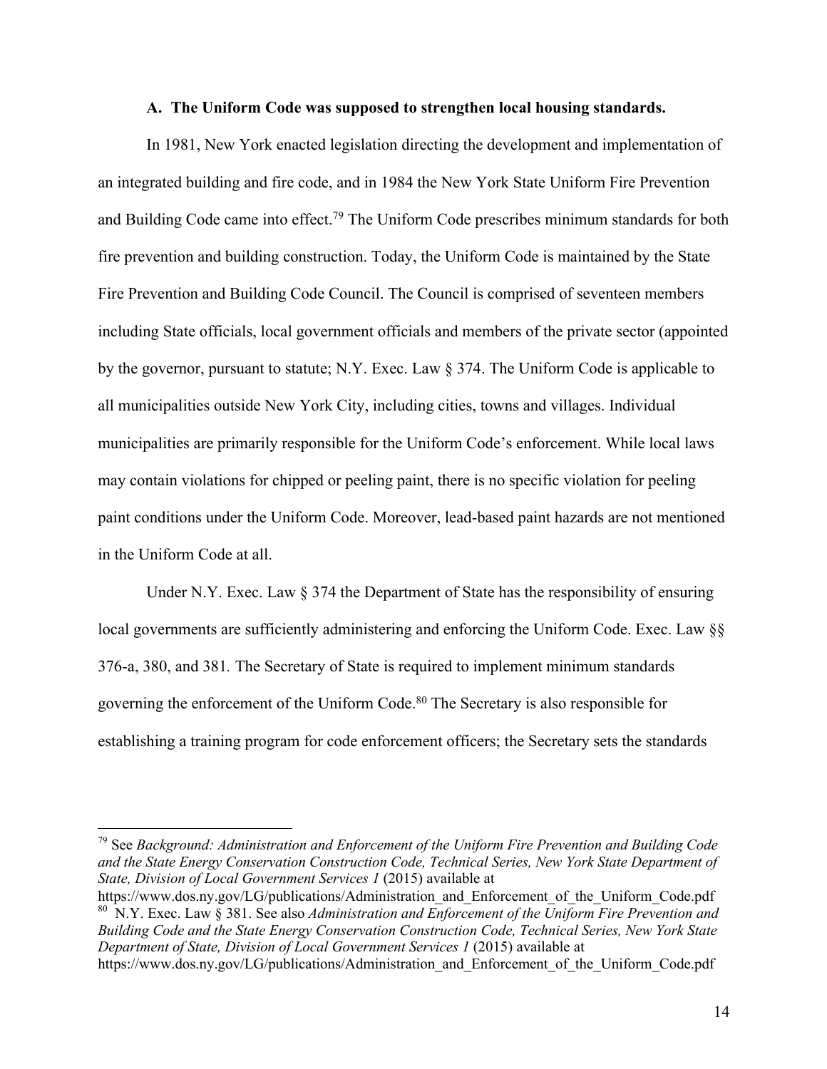### A. The Uniform Code was supposed to strengthen local housing standards.

In 1981, New York enacted legislation directing the development and implementation of an integrated building and fire code, and in 1984 the New York State Uniform Fire Prevention and Building Code came into effect.[79] The Uniform Code prescribes minimum standards for both fire prevention and building construction. Today, the Uniform Code is maintained by the State Fire Prevention and Building Code Council. The Council is comprised of seventeen members including State officials, local government officials and members of the private sector (appointed by the governor, pursuant to statute; N.Y. Exec. Law § 374. The Uniform Code is applicable to all municipalities outside New York City, including cities, towns and villages. Individual municipalities are primarily responsible for the Uniform Code's enforcement. While local laws may contain violations for chipped or peeling paint, there is no specific violation for peeling paint conditions under the Uniform Code. Moreover, lead-based paint hazards are not mentioned in the Uniform Code at all.

Under N.Y. Exec. Law § 374 the Department of State has the responsibility of ensuring local governments are sufficiently administering and enforcing the Uniform Code. Exec. Law §§ 376-a, 380, and 381. The Secretary of State is required to implement minimum standards governing the enforcement of the Uniform Code.[80] The Secretary is also responsible for establishing a training program for code enforcement officers; the Secretary sets the standards

---

[79] See *Background: Administration and Enforcement of the Uniform Fire Prevention and Building Code and the State Energy Conservation Construction Code, Technical Series, New York State Department of State, Division of Local Government Services 1* (2015) available at https://www.dos.ny.gov/LG/publications/Administration_and_Enforcement_of_the_Uniform_Code.pdf

[80] N.Y. Exec. Law § 381. See also *Administration and Enforcement of the Uniform Fire Prevention and Building Code and the State Energy Conservation Construction Code, Technical Series, New York State Department of State, Division of Local Government Services 1* (2015) available at https://www.dos.ny.gov/LG/publications/Administration_and_Enforcement_of_the_Uniform_Code.pdf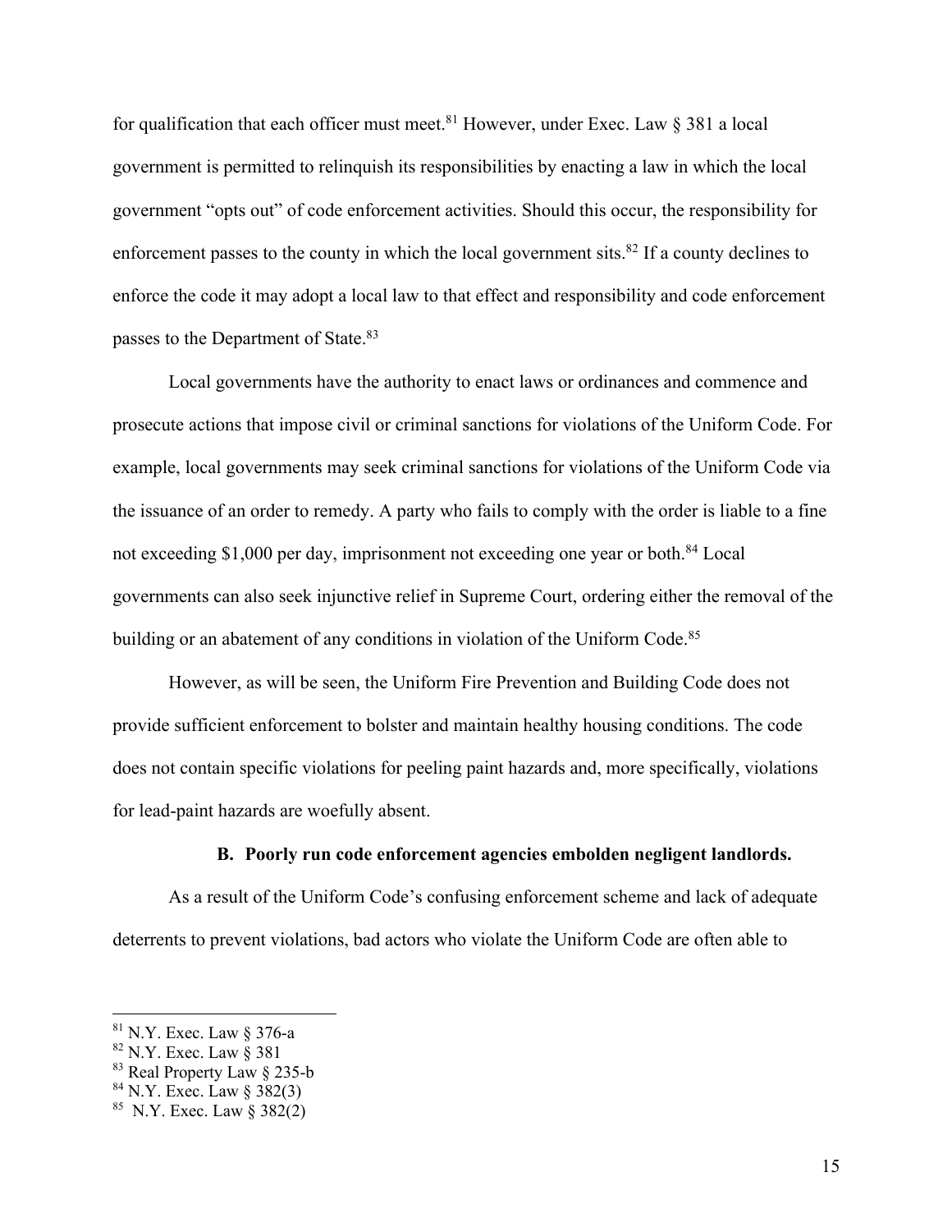for qualification that each officer must meet.[81] However, under Exec. Law § 381 a local government is permitted to relinquish its responsibilities by enacting a law in which the local government "opts out" of code enforcement activities. Should this occur, the responsibility for enforcement passes to the county in which the local government sits.[82] If a county declines to enforce the code it may adopt a local law to that effect and responsibility and code enforcement passes to the Department of State.[83]

Local governments have the authority to enact laws or ordinances and commence and prosecute actions that impose civil or criminal sanctions for violations of the Uniform Code. For example, local governments may seek criminal sanctions for violations of the Uniform Code via the issuance of an order to remedy. A party who fails to comply with the order is liable to a fine not exceeding $1,000 per day, imprisonment not exceeding one year or both.[84] Local governments can also seek injunctive relief in Supreme Court, ordering either the removal of the building or an abatement of any conditions in violation of the Uniform Code.[85]

However, as will be seen, the Uniform Fire Prevention and Building Code does not provide sufficient enforcement to bolster and maintain healthy housing conditions. The code does not contain specific violations for peeling paint hazards and, more specifically, violations for lead-paint hazards are woefully absent.

### B. Poorly run code enforcement agencies embolden negligent landlords.

As a result of the Uniform Code's confusing enforcement scheme and lack of adequate deterrents to prevent violations, bad actors who violate the Uniform Code are often able to

---

[81] N.Y. Exec. Law § 376-a

[82] N.Y. Exec. Law § 381

[83] Real Property Law § 235-b

[84] N.Y. Exec. Law § 382(3)

[85] N.Y. Exec. Law § 382(2)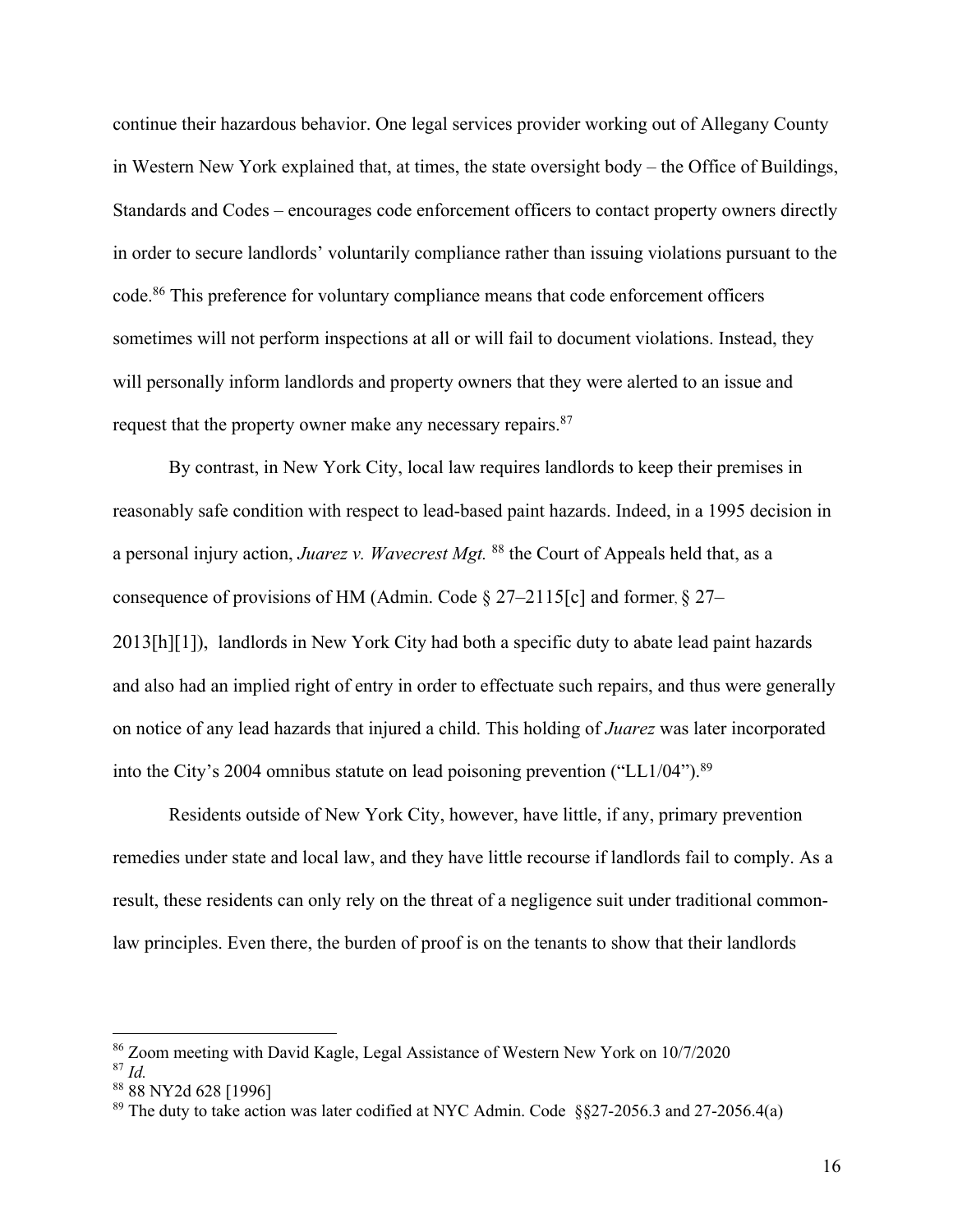continue their hazardous behavior. One legal services provider working out of Allegany County in Western New York explained that, at times, the state oversight body – the Office of Buildings, Standards and Codes – encourages code enforcement officers to contact property owners directly in order to secure landlords' voluntarily compliance rather than issuing violations pursuant to the code.[86] This preference for voluntary compliance means that code enforcement officers sometimes will not perform inspections at all or will fail to document violations. Instead, they will personally inform landlords and property owners that they were alerted to an issue and request that the property owner make any necessary repairs.[87]

By contrast, in New York City, local law requires landlords to keep their premises in reasonably safe condition with respect to lead-based paint hazards. Indeed, in a 1995 decision in a personal injury action, *Juarez v. Wavecrest Mgt.* [88] the Court of Appeals held that, as a consequence of provisions of HM (Admin. Code § 27–2115[c] and former, § 27–2013[h][1]), landlords in New York City had both a specific duty to abate lead paint hazards and also had an implied right of entry in order to effectuate such repairs, and thus were generally on notice of any lead hazards that injured a child. This holding of *Juarez* was later incorporated into the City's 2004 omnibus statute on lead poisoning prevention ("LL1/04").[89]

Residents outside of New York City, however, have little, if any, primary prevention remedies under state and local law, and they have little recourse if landlords fail to comply. As a result, these residents can only rely on the threat of a negligence suit under traditional common-law principles. Even there, the burden of proof is on the tenants to show that their landlords

---

[86] Zoom meeting with David Kagle, Legal Assistance of Western New York on 10/7/2020

[87] *Id.*

[88] 88 NY2d 628 [1996]

[89] The duty to take action was later codified at NYC Admin. Code §§27-2056.3 and 27-2056.4(a)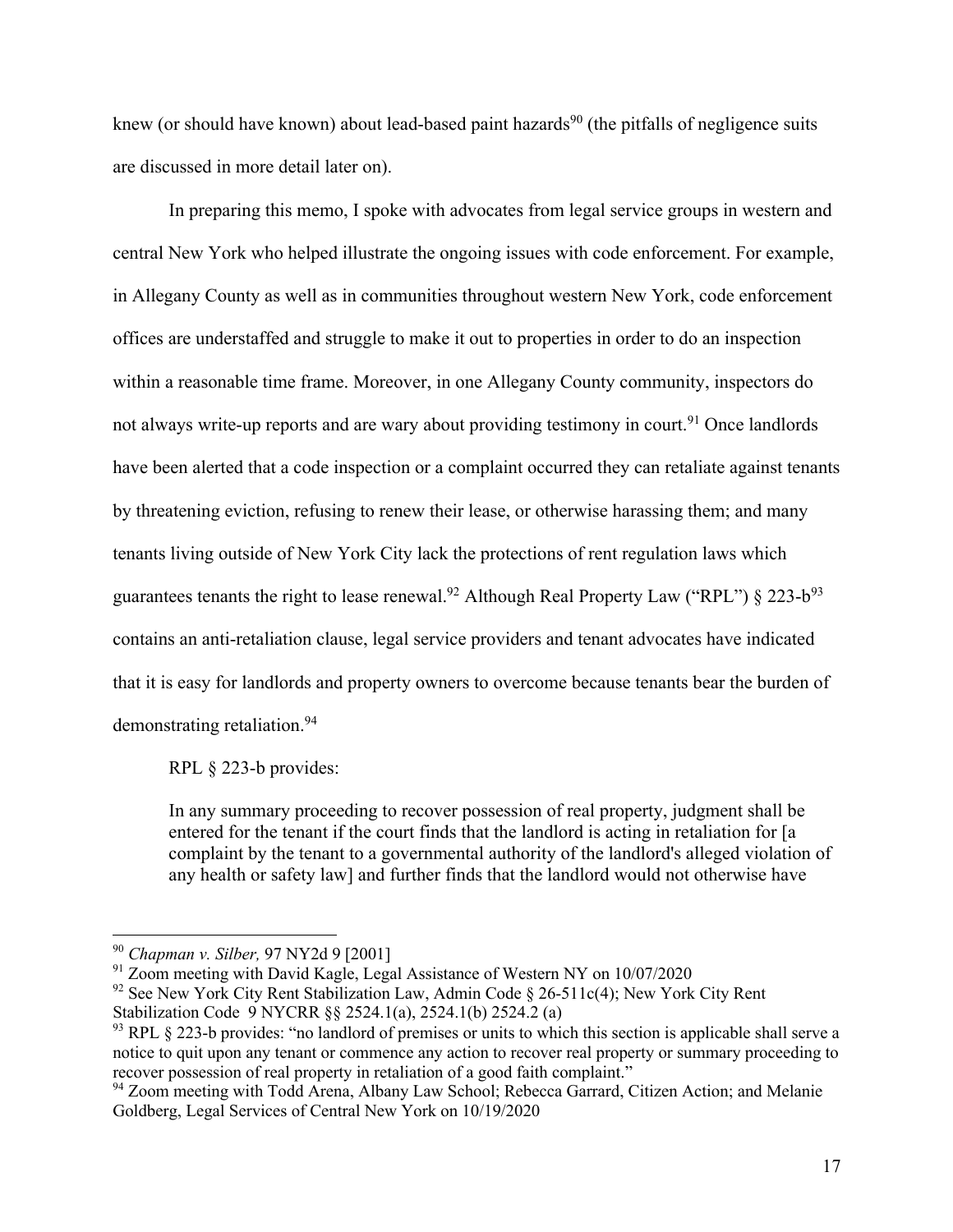knew (or should have known) about lead-based paint hazards[90] (the pitfalls of negligence suits are discussed in more detail later on).

In preparing this memo, I spoke with advocates from legal service groups in western and central New York who helped illustrate the ongoing issues with code enforcement. For example, in Allegany County as well as in communities throughout western New York, code enforcement offices are understaffed and struggle to make it out to properties in order to do an inspection within a reasonable time frame. Moreover, in one Allegany County community, inspectors do not always write-up reports and are wary about providing testimony in court.[91] Once landlords have been alerted that a code inspection or a complaint occurred they can retaliate against tenants by threatening eviction, refusing to renew their lease, or otherwise harassing them; and many tenants living outside of New York City lack the protections of rent regulation laws which guarantees tenants the right to lease renewal.[92] Although Real Property Law ("RPL") § 223-b[93] contains an anti-retaliation clause, legal service providers and tenant advocates have indicated that it is easy for landlords and property owners to overcome because tenants bear the burden of demonstrating retaliation.[94]

RPL § 223-b provides:

> In any summary proceeding to recover possession of real property, judgment shall be entered for the tenant if the court finds that the landlord is acting in retaliation for [a complaint by the tenant to a governmental authority of the landlord's alleged violation of any health or safety law] and further finds that the landlord would not otherwise have

---

[90] *Chapman v. Silber,* 97 NY2d 9 [2001]

[91] Zoom meeting with David Kagle, Legal Assistance of Western NY on 10/07/2020

[92] See New York City Rent Stabilization Law, Admin Code § 26-511c(4); New York City Rent Stabilization Code 9 NYCRR §§ 2524.1(a), 2524.1(b) 2524.2 (a)

[93] RPL § 223-b provides: "no landlord of premises or units to which this section is applicable shall serve a notice to quit upon any tenant or commence any action to recover real property or summary proceeding to recover possession of real property in retaliation of a good faith complaint."

[94] Zoom meeting with Todd Arena, Albany Law School; Rebecca Garrard, Citizen Action; and Melanie Goldberg, Legal Services of Central New York on 10/19/2020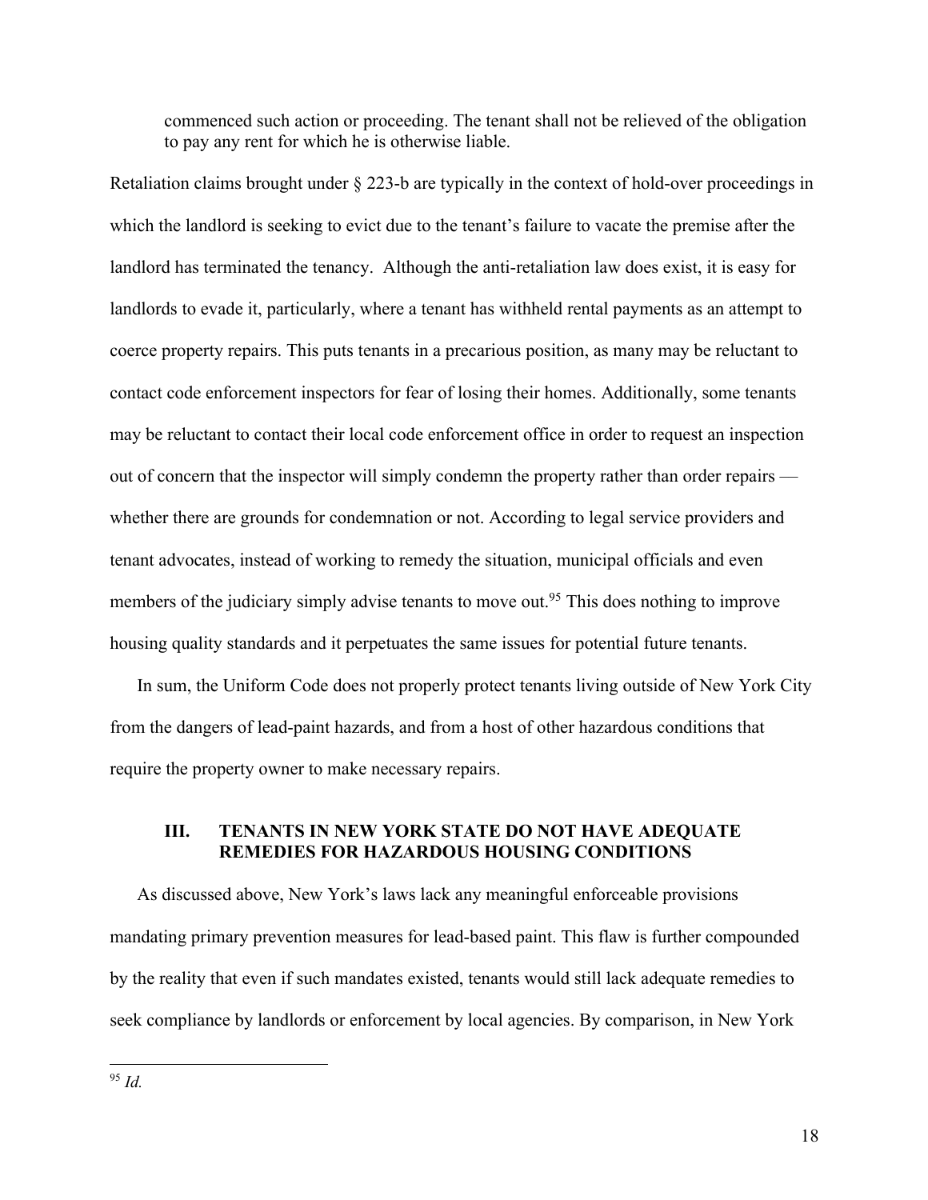> commenced such action or proceeding. The tenant shall not be relieved of the obligation to pay any rent for which he is otherwise liable.

Retaliation claims brought under § 223-b are typically in the context of hold-over proceedings in which the landlord is seeking to evict due to the tenant's failure to vacate the premise after the landlord has terminated the tenancy. Although the anti-retaliation law does exist, it is easy for landlords to evade it, particularly, where a tenant has withheld rental payments as an attempt to coerce property repairs. This puts tenants in a precarious position, as many may be reluctant to contact code enforcement inspectors for fear of losing their homes. Additionally, some tenants may be reluctant to contact their local code enforcement office in order to request an inspection out of concern that the inspector will simply condemn the property rather than order repairs — whether there are grounds for condemnation or not. According to legal service providers and tenant advocates, instead of working to remedy the situation, municipal officials and even members of the judiciary simply advise tenants to move out.[95] This does nothing to improve housing quality standards and it perpetuates the same issues for potential future tenants.

In sum, the Uniform Code does not properly protect tenants living outside of New York City from the dangers of lead-paint hazards, and from a host of other hazardous conditions that require the property owner to make necessary repairs.

## III. TENANTS IN NEW YORK STATE DO NOT HAVE ADEQUATE REMEDIES FOR HAZARDOUS HOUSING CONDITIONS

As discussed above, New York's laws lack any meaningful enforceable provisions mandating primary prevention measures for lead-based paint. This flaw is further compounded by the reality that even if such mandates existed, tenants would still lack adequate remedies to seek compliance by landlords or enforcement by local agencies. By comparison, in New York

---

[95] *Id.*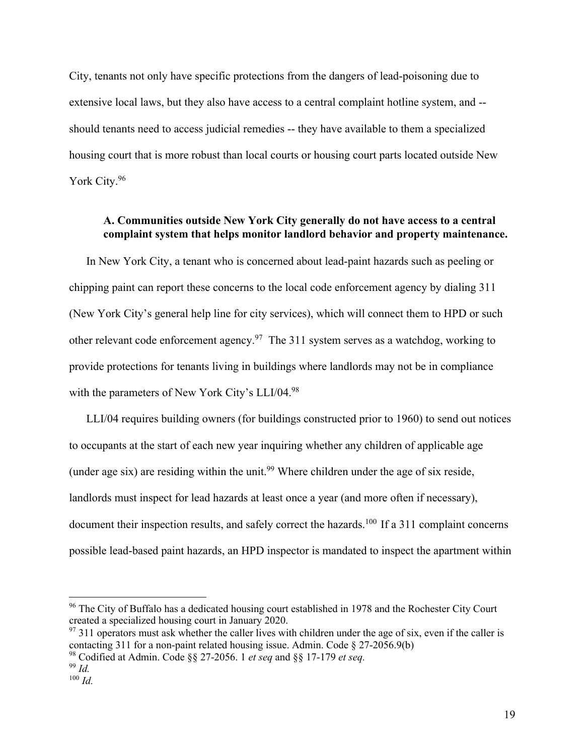City, tenants not only have specific protections from the dangers of lead-poisoning due to extensive local laws, but they also have access to a central complaint hotline system, and -- should tenants need to access judicial remedies -- they have available to them a specialized housing court that is more robust than local courts or housing court parts located outside New York City.[96]

### A. Communities outside New York City generally do not have access to a central complaint system that helps monitor landlord behavior and property maintenance.

In New York City, a tenant who is concerned about lead-paint hazards such as peeling or chipping paint can report these concerns to the local code enforcement agency by dialing 311 (New York City's general help line for city services), which will connect them to HPD or such other relevant code enforcement agency.[97] The 311 system serves as a watchdog, working to provide protections for tenants living in buildings where landlords may not be in compliance with the parameters of New York City's LLI/04.[98]

LLI/04 requires building owners (for buildings constructed prior to 1960) to send out notices to occupants at the start of each new year inquiring whether any children of applicable age (under age six) are residing within the unit.[99] Where children under the age of six reside, landlords must inspect for lead hazards at least once a year (and more often if necessary), document their inspection results, and safely correct the hazards.[100] If a 311 complaint concerns possible lead-based paint hazards, an HPD inspector is mandated to inspect the apartment within

---

[96] The City of Buffalo has a dedicated housing court established in 1978 and the Rochester City Court created a specialized housing court in January 2020.

[97] 311 operators must ask whether the caller lives with children under the age of six, even if the caller is contacting 311 for a non-paint related housing issue. Admin. Code § 27-2056.9(b)

[98] Codified at Admin. Code §§ 27-2056. 1 *et seq* and §§ 17-179 *et seq.*

[99] *Id.*

[100] *Id.*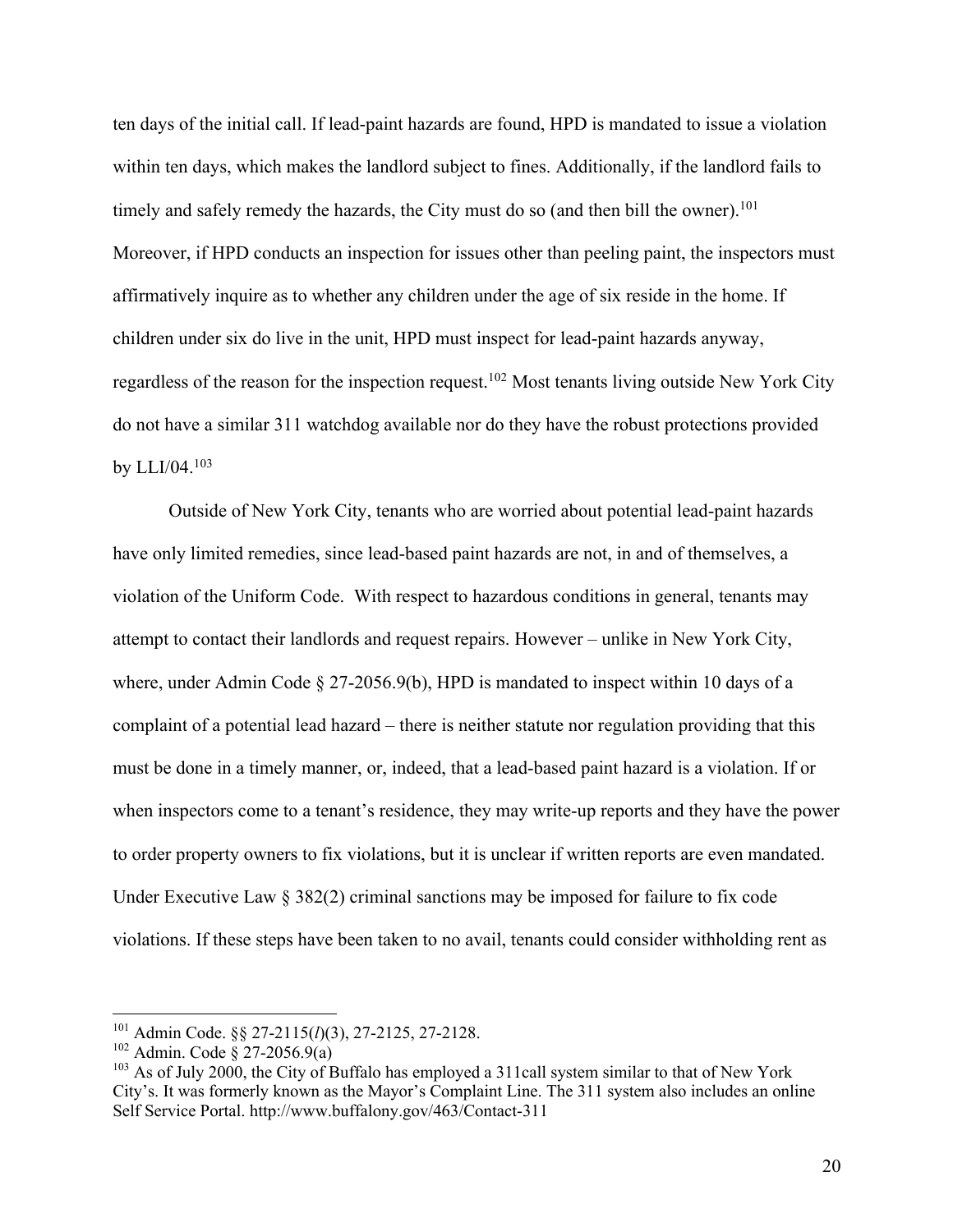ten days of the initial call. If lead-paint hazards are found, HPD is mandated to issue a violation within ten days, which makes the landlord subject to fines. Additionally, if the landlord fails to timely and safely remedy the hazards, the City must do so (and then bill the owner).[101] Moreover, if HPD conducts an inspection for issues other than peeling paint, the inspectors must affirmatively inquire as to whether any children under the age of six reside in the home. If children under six do live in the unit, HPD must inspect for lead-paint hazards anyway, regardless of the reason for the inspection request.[102] Most tenants living outside New York City do not have a similar 311 watchdog available nor do they have the robust protections provided by LLI/04.[103]

Outside of New York City, tenants who are worried about potential lead-paint hazards have only limited remedies, since lead-based paint hazards are not, in and of themselves, a violation of the Uniform Code. With respect to hazardous conditions in general, tenants may attempt to contact their landlords and request repairs. However – unlike in New York City, where, under Admin Code § 27-2056.9(b), HPD is mandated to inspect within 10 days of a complaint of a potential lead hazard – there is neither statute nor regulation providing that this must be done in a timely manner, or, indeed, that a lead-based paint hazard is a violation. If or when inspectors come to a tenant's residence, they may write-up reports and they have the power to order property owners to fix violations, but it is unclear if written reports are even mandated. Under Executive Law § 382(2) criminal sanctions may be imposed for failure to fix code violations. If these steps have been taken to no avail, tenants could consider withholding rent as

---

[101] Admin Code. §§ 27-2115(*l*)(3), 27-2125, 27-2128.

[102] Admin. Code § 27-2056.9(a)

[103] As of July 2000, the City of Buffalo has employed a 311call system similar to that of New York City's. It was formerly known as the Mayor's Complaint Line. The 311 system also includes an online Self Service Portal. http://www.buffalony.gov/463/Contact-311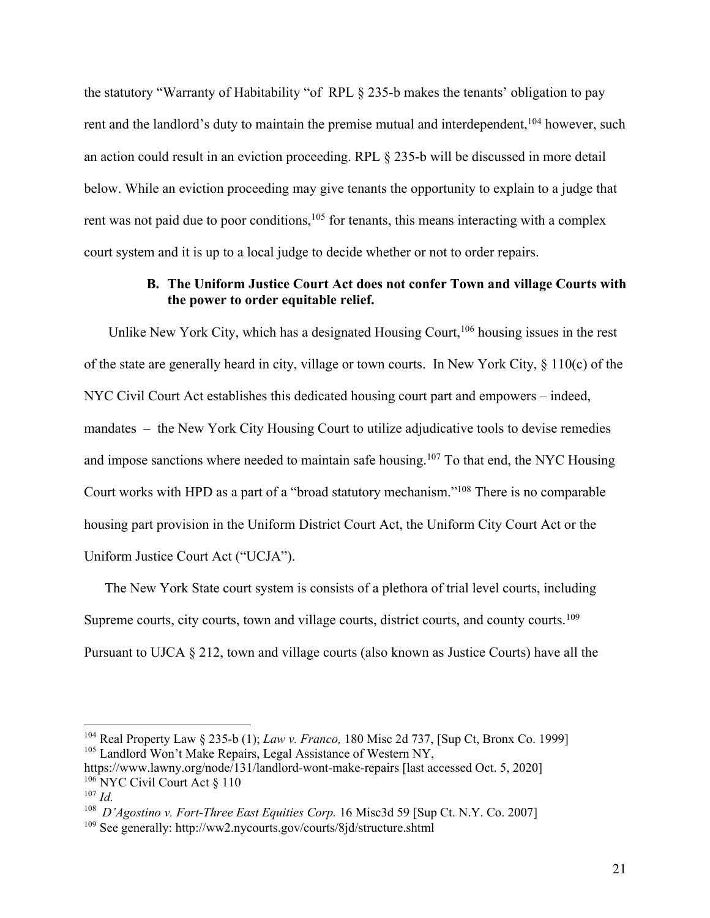the statutory "Warranty of Habitability "of RPL § 235-b makes the tenants' obligation to pay rent and the landlord's duty to maintain the premise mutual and interdependent,[104] however, such an action could result in an eviction proceeding. RPL § 235-b will be discussed in more detail below. While an eviction proceeding may give tenants the opportunity to explain to a judge that rent was not paid due to poor conditions,[105] for tenants, this means interacting with a complex court system and it is up to a local judge to decide whether or not to order repairs.

### B. The Uniform Justice Court Act does not confer Town and village Courts with the power to order equitable relief.

Unlike New York City, which has a designated Housing Court,[106] housing issues in the rest of the state are generally heard in city, village or town courts. In New York City, § 110(c) of the NYC Civil Court Act establishes this dedicated housing court part and empowers – indeed, mandates – the New York City Housing Court to utilize adjudicative tools to devise remedies and impose sanctions where needed to maintain safe housing.[107] To that end, the NYC Housing Court works with HPD as a part of a "broad statutory mechanism."[108] There is no comparable housing part provision in the Uniform District Court Act, the Uniform City Court Act or the Uniform Justice Court Act ("UCJA").

The New York State court system is consists of a plethora of trial level courts, including Supreme courts, city courts, town and village courts, district courts, and county courts.[109] Pursuant to UJCA § 212, town and village courts (also known as Justice Courts) have all the

---

[104] Real Property Law § 235-b (1); *Law v. Franco,* 180 Misc 2d 737, [Sup Ct, Bronx Co. 1999]

[105] Landlord Won't Make Repairs, Legal Assistance of Western NY, https://www.lawny.org/node/131/landlord-wont-make-repairs [last accessed Oct. 5, 2020]

[106] NYC Civil Court Act § 110

[107] *Id.*

[108] *D'Agostino v. Fort-Three East Equities Corp.* 16 Misc3d 59 [Sup Ct. N.Y. Co. 2007]

[109] See generally: http://ww2.nycourts.gov/courts/8jd/structure.shtml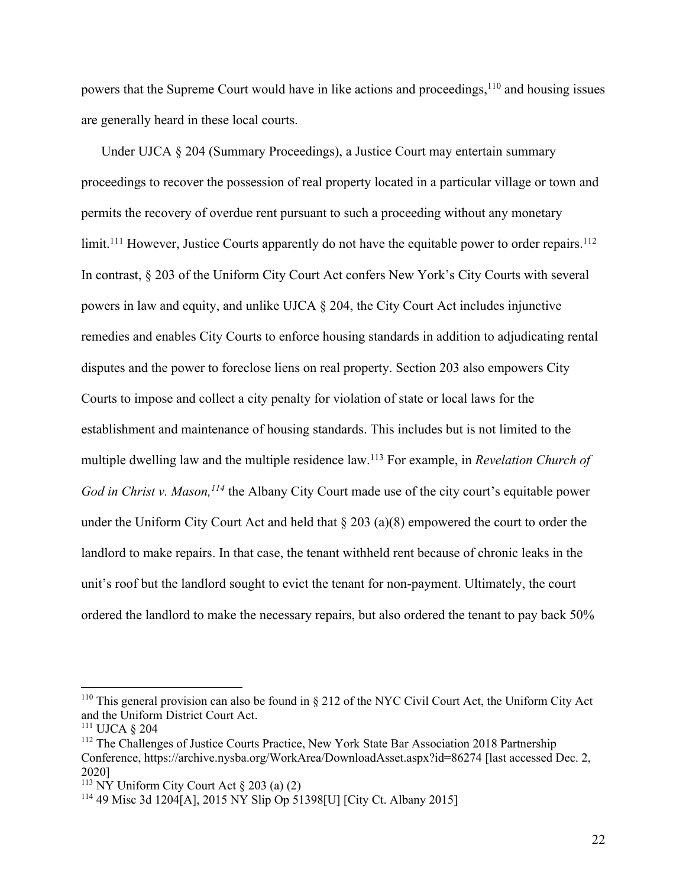powers that the Supreme Court would have in like actions and proceedings,[110] and housing issues are generally heard in these local courts.

Under UJCA § 204 (Summary Proceedings), a Justice Court may entertain summary proceedings to recover the possession of real property located in a particular village or town and permits the recovery of overdue rent pursuant to such a proceeding without any monetary limit.[111] However, Justice Courts apparently do not have the equitable power to order repairs.[112] In contrast, § 203 of the Uniform City Court Act confers New York's City Courts with several powers in law and equity, and unlike UJCA § 204, the City Court Act includes injunctive remedies and enables City Courts to enforce housing standards in addition to adjudicating rental disputes and the power to foreclose liens on real property. Section 203 also empowers City Courts to impose and collect a city penalty for violation of state or local laws for the establishment and maintenance of housing standards. This includes but is not limited to the multiple dwelling law and the multiple residence law.[113] For example, in *Revelation Church of God in Christ v. Mason,*[114] the Albany City Court made use of the city court's equitable power under the Uniform City Court Act and held that § 203 (a)(8) empowered the court to order the landlord to make repairs. In that case, the tenant withheld rent because of chronic leaks in the unit's roof but the landlord sought to evict the tenant for non-payment. Ultimately, the court ordered the landlord to make the necessary repairs, but also ordered the tenant to pay back 50%

---

[110] This general provision can also be found in § 212 of the NYC Civil Court Act, the Uniform City Act and the Uniform District Court Act.

[111] UJCA § 204

[112] The Challenges of Justice Courts Practice, New York State Bar Association 2018 Partnership Conference, https://archive.nysba.org/WorkArea/DownloadAsset.aspx?id=86274 [last accessed Dec. 2, 2020]

[113] NY Uniform City Court Act § 203 (a) (2)

[114] 49 Misc 3d 1204[A], 2015 NY Slip Op 51398[U] [City Ct. Albany 2015]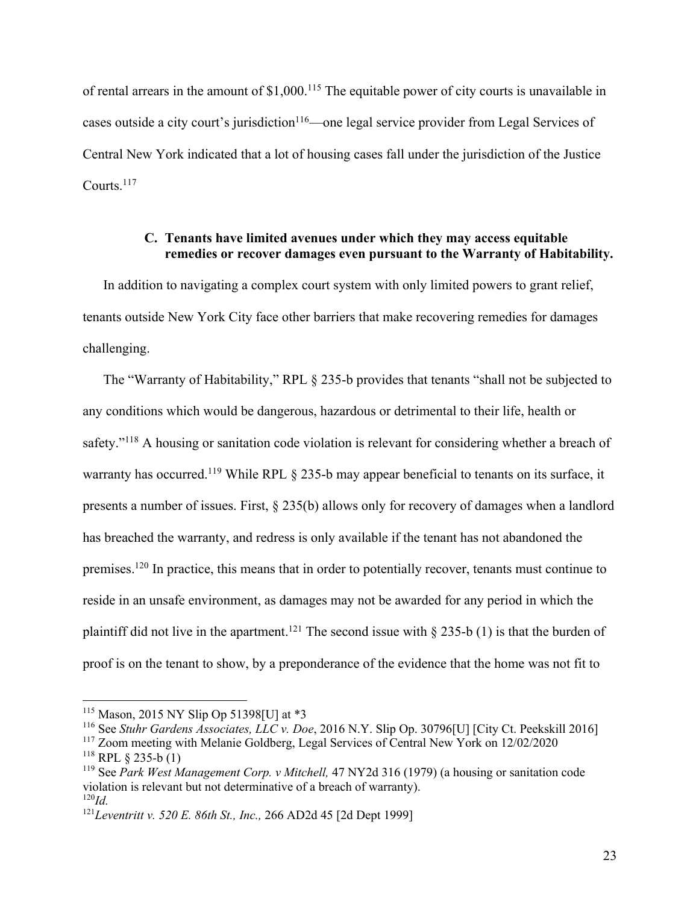of rental arrears in the amount of $1,000.[115] The equitable power of city courts is unavailable in cases outside a city court's jurisdiction[116]—one legal service provider from Legal Services of Central New York indicated that a lot of housing cases fall under the jurisdiction of the Justice Courts.[117]

### C. Tenants have limited avenues under which they may access equitable remedies or recover damages even pursuant to the Warranty of Habitability.

In addition to navigating a complex court system with only limited powers to grant relief, tenants outside New York City face other barriers that make recovering remedies for damages challenging.

The "Warranty of Habitability," RPL § 235-b provides that tenants "shall not be subjected to any conditions which would be dangerous, hazardous or detrimental to their life, health or safety."[118] A housing or sanitation code violation is relevant for considering whether a breach of warranty has occurred.[119] While RPL § 235-b may appear beneficial to tenants on its surface, it presents a number of issues. First, § 235(b) allows only for recovery of damages when a landlord has breached the warranty, and redress is only available if the tenant has not abandoned the premises.[120] In practice, this means that in order to potentially recover, tenants must continue to reside in an unsafe environment, as damages may not be awarded for any period in which the plaintiff did not live in the apartment.[121] The second issue with § 235-b (1) is that the burden of proof is on the tenant to show, by a preponderance of the evidence that the home was not fit to

---

[115] Mason, 2015 NY Slip Op 51398[U] at *3

[116] See *Stuhr Gardens Associates, LLC v. Doe*, 2016 N.Y. Slip Op. 30796[U] [City Ct. Peekskill 2016]

[117] Zoom meeting with Melanie Goldberg, Legal Services of Central New York on 12/02/2020

[118] RPL § 235-b (1)

[119] See *Park West Management Corp. v Mitchell,* 47 NY2d 316 (1979) (a housing or sanitation code violation is relevant but not determinative of a breach of warranty).

[120] *Id.*

[121] *Leventritt v. 520 E. 86th St., Inc.,* 266 AD2d 45 [2d Dept 1999]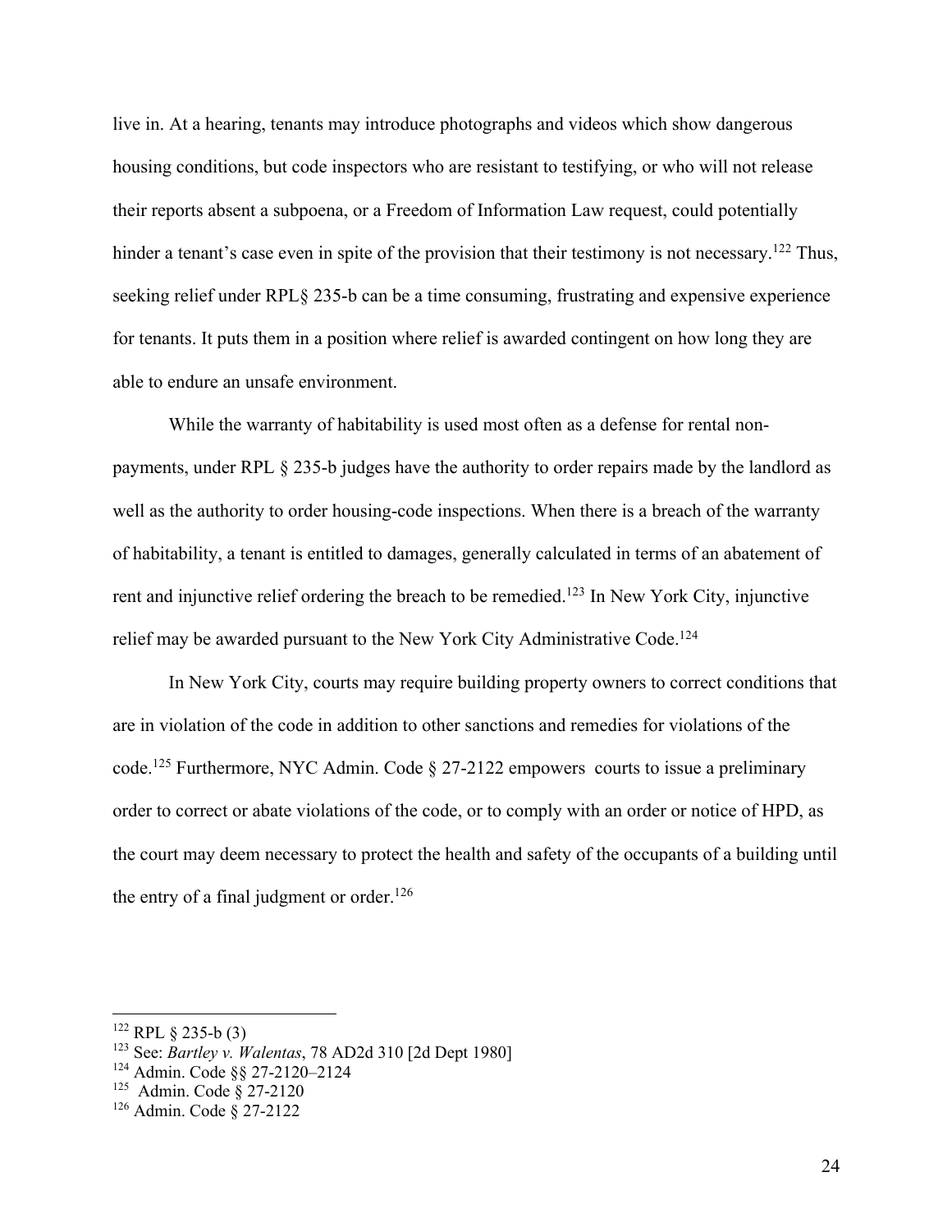live in. At a hearing, tenants may introduce photographs and videos which show dangerous housing conditions, but code inspectors who are resistant to testifying, or who will not release their reports absent a subpoena, or a Freedom of Information Law request, could potentially hinder a tenant's case even in spite of the provision that their testimony is not necessary.[122] Thus, seeking relief under RPL§ 235-b can be a time consuming, frustrating and expensive experience for tenants. It puts them in a position where relief is awarded contingent on how long they are able to endure an unsafe environment.

While the warranty of habitability is used most often as a defense for rental non-payments, under RPL § 235-b judges have the authority to order repairs made by the landlord as well as the authority to order housing-code inspections. When there is a breach of the warranty of habitability, a tenant is entitled to damages, generally calculated in terms of an abatement of rent and injunctive relief ordering the breach to be remedied.[123] In New York City, injunctive relief may be awarded pursuant to the New York City Administrative Code.[124]

In New York City, courts may require building property owners to correct conditions that are in violation of the code in addition to other sanctions and remedies for violations of the code.[125] Furthermore, NYC Admin. Code § 27-2122 empowers courts to issue a preliminary order to correct or abate violations of the code, or to comply with an order or notice of HPD, as the court may deem necessary to protect the health and safety of the occupants of a building until the entry of a final judgment or order.[126]

---

[122] RPL § 235-b (3)

[123] See: *Bartley v. Walentas*, 78 AD2d 310 [2d Dept 1980]

[124] Admin. Code §§ 27-2120–2124

[125] Admin. Code § 27-2120

[126] Admin. Code § 27-2122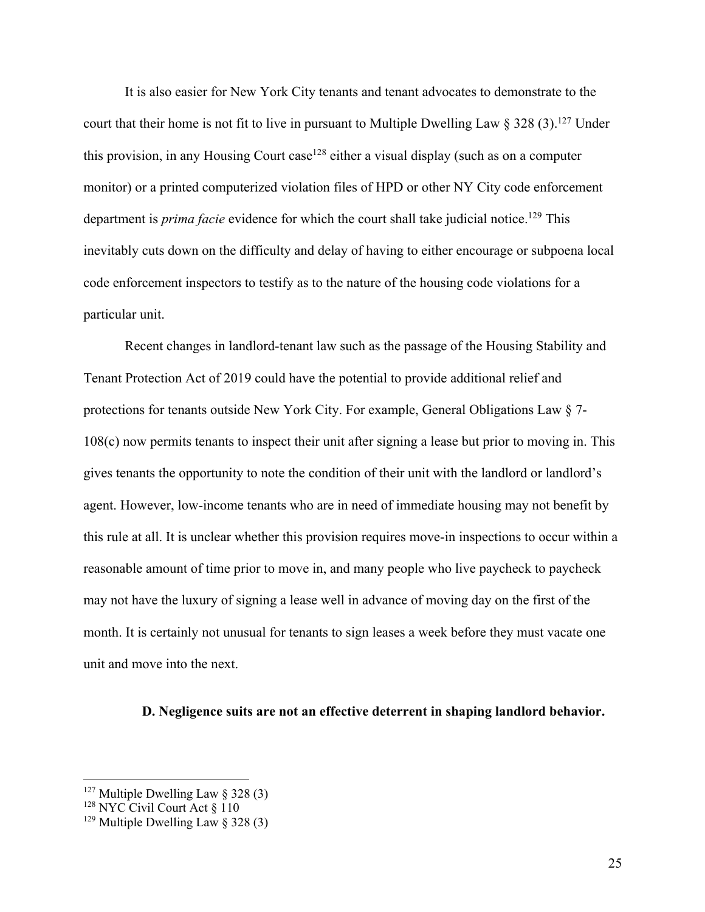It is also easier for New York City tenants and tenant advocates to demonstrate to the court that their home is not fit to live in pursuant to Multiple Dwelling Law § 328 (3).[127] Under this provision, in any Housing Court case[128] either a visual display (such as on a computer monitor) or a printed computerized violation files of HPD or other NY City code enforcement department is *prima facie* evidence for which the court shall take judicial notice.[129] This inevitably cuts down on the difficulty and delay of having to either encourage or subpoena local code enforcement inspectors to testify as to the nature of the housing code violations for a particular unit.

Recent changes in landlord-tenant law such as the passage of the Housing Stability and Tenant Protection Act of 2019 could have the potential to provide additional relief and protections for tenants outside New York City. For example, General Obligations Law § 7-108(c) now permits tenants to inspect their unit after signing a lease but prior to moving in. This gives tenants the opportunity to note the condition of their unit with the landlord or landlord's agent. However, low-income tenants who are in need of immediate housing may not benefit by this rule at all. It is unclear whether this provision requires move-in inspections to occur within a reasonable amount of time prior to move in, and many people who live paycheck to paycheck may not have the luxury of signing a lease well in advance of moving day on the first of the month. It is certainly not unusual for tenants to sign leases a week before they must vacate one unit and move into the next.

### D. Negligence suits are not an effective deterrent in shaping landlord behavior.

---

[127] Multiple Dwelling Law § 328 (3)

[128] NYC Civil Court Act § 110

[129] Multiple Dwelling Law § 328 (3)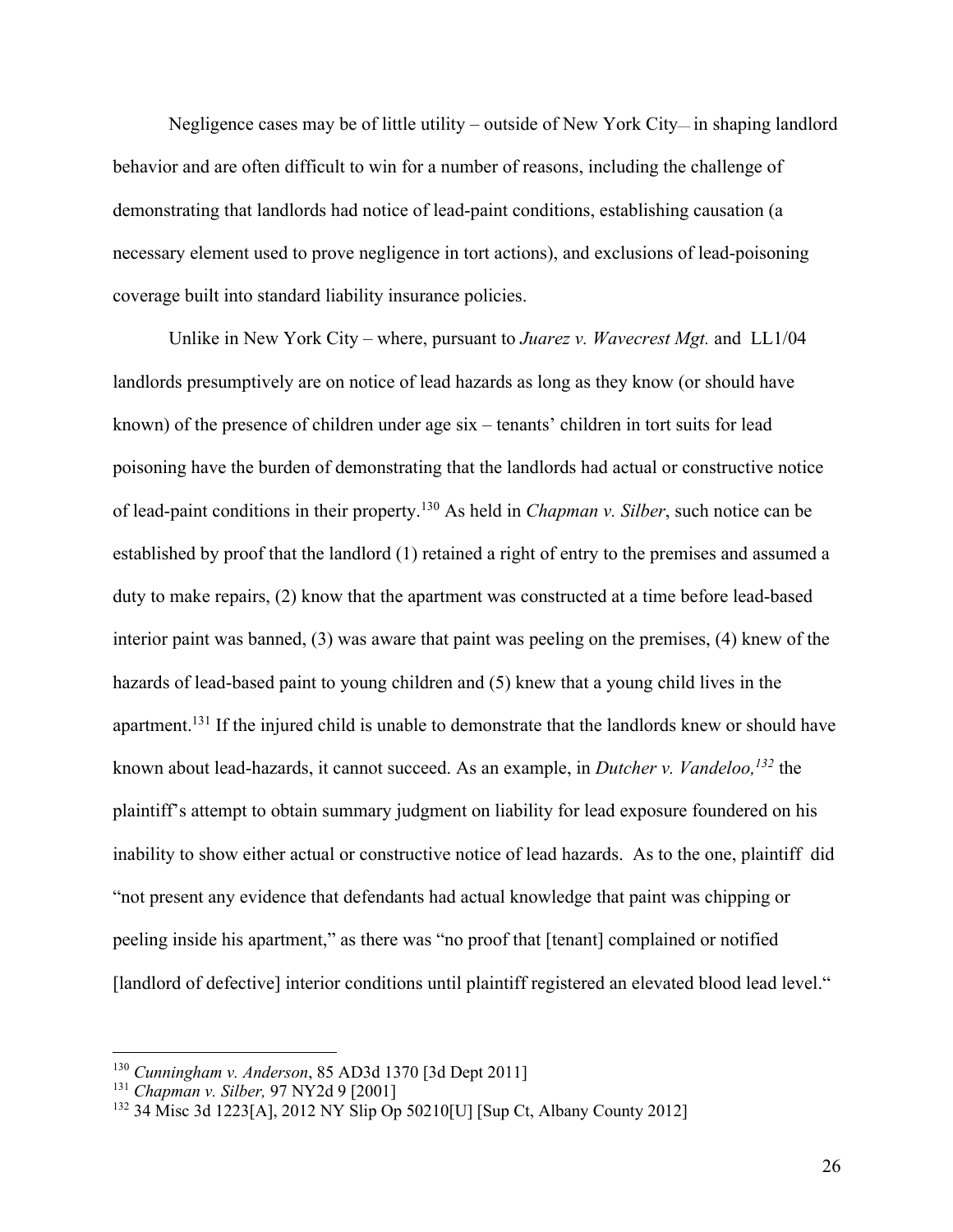Negligence cases may be of little utility – outside of New York City– in shaping landlord behavior and are often difficult to win for a number of reasons, including the challenge of demonstrating that landlords had notice of lead-paint conditions, establishing causation (a necessary element used to prove negligence in tort actions), and exclusions of lead-poisoning coverage built into standard liability insurance policies.

Unlike in New York City – where, pursuant to *Juarez v. Wavecrest Mgt.* and LL1/04 landlords presumptively are on notice of lead hazards as long as they know (or should have known) of the presence of children under age six – tenants' children in tort suits for lead poisoning have the burden of demonstrating that the landlords had actual or constructive notice of lead-paint conditions in their property.[130] As held in *Chapman v. Silber*, such notice can be established by proof that the landlord (1) retained a right of entry to the premises and assumed a duty to make repairs, (2) know that the apartment was constructed at a time before lead-based interior paint was banned, (3) was aware that paint was peeling on the premises, (4) knew of the hazards of lead-based paint to young children and (5) knew that a young child lives in the apartment.[131] If the injured child is unable to demonstrate that the landlords knew or should have known about lead-hazards, it cannot succeed. As an example, in *Dutcher v. Vandeloo,*[132] the plaintiff's attempt to obtain summary judgment on liability for lead exposure foundered on his inability to show either actual or constructive notice of lead hazards. As to the one, plaintiff did "not present any evidence that defendants had actual knowledge that paint was chipping or peeling inside his apartment," as there was "no proof that [tenant] complained or notified [landlord of defective] interior conditions until plaintiff registered an elevated blood lead level."

---

[130] *Cunningham v. Anderson*, 85 AD3d 1370 [3d Dept 2011]

[131] *Chapman v. Silber,* 97 NY2d 9 [2001]

[132] 34 Misc 3d 1223[A], 2012 NY Slip Op 50210[U] [Sup Ct, Albany County 2012]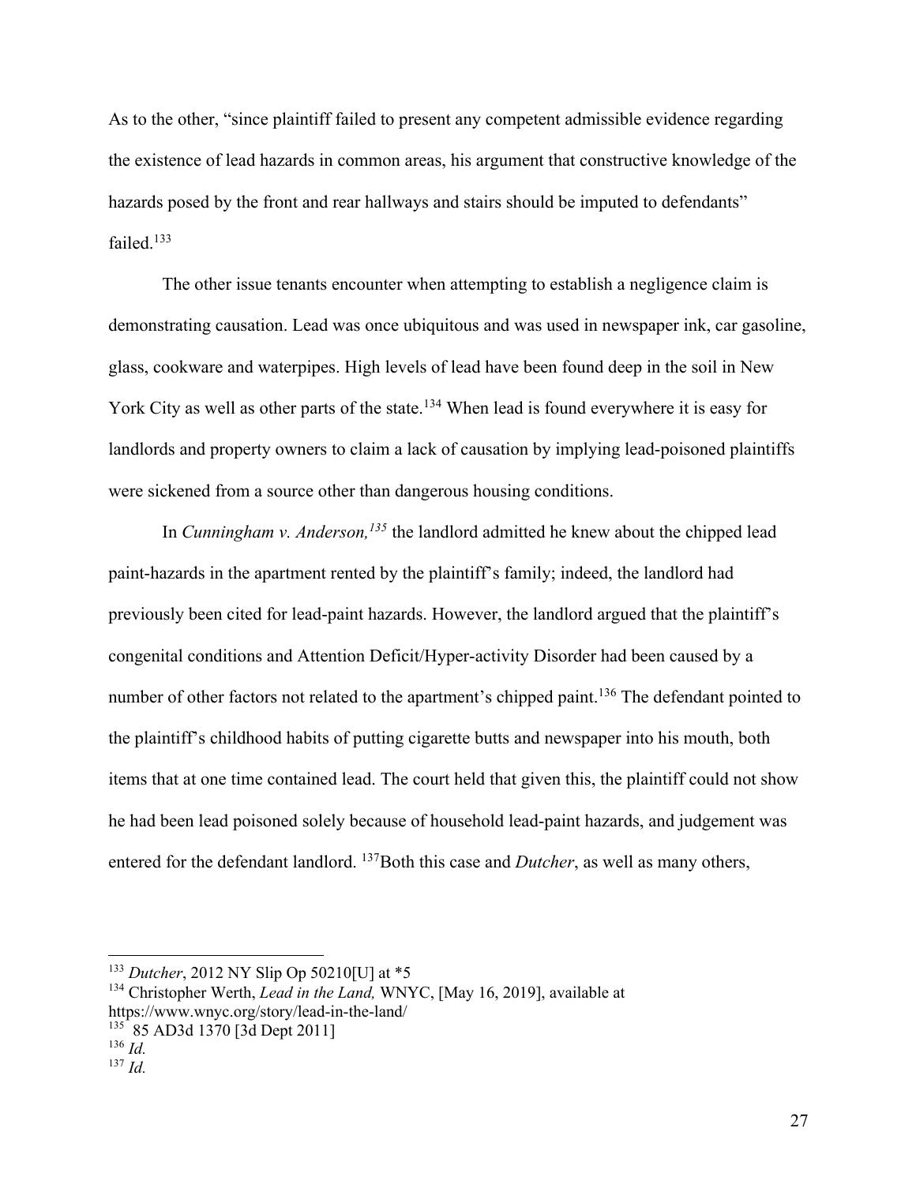As to the other, "since plaintiff failed to present any competent admissible evidence regarding the existence of lead hazards in common areas, his argument that constructive knowledge of the hazards posed by the front and rear hallways and stairs should be imputed to defendants" failed.[133]

The other issue tenants encounter when attempting to establish a negligence claim is demonstrating causation. Lead was once ubiquitous and was used in newspaper ink, car gasoline, glass, cookware and waterpipes. High levels of lead have been found deep in the soil in New York City as well as other parts of the state.[134] When lead is found everywhere it is easy for landlords and property owners to claim a lack of causation by implying lead-poisoned plaintiffs were sickened from a source other than dangerous housing conditions.

In *Cunningham v. Anderson,*[135] the landlord admitted he knew about the chipped lead paint-hazards in the apartment rented by the plaintiff's family; indeed, the landlord had previously been cited for lead-paint hazards. However, the landlord argued that the plaintiff's congenital conditions and Attention Deficit/Hyper-activity Disorder had been caused by a number of other factors not related to the apartment's chipped paint.[136] The defendant pointed to the plaintiff's childhood habits of putting cigarette butts and newspaper into his mouth, both items that at one time contained lead. The court held that given this, the plaintiff could not show he had been lead poisoned solely because of household lead-paint hazards, and judgement was entered for the defendant landlord. [137]Both this case and *Dutcher*, as well as many others,

---

[133] *Dutcher*, 2012 NY Slip Op 50210[U] at *5

[134] Christopher Werth, *Lead in the Land,* WNYC, [May 16, 2019], available at https://www.wnyc.org/story/lead-in-the-land/

[135] 85 AD3d 1370 [3d Dept 2011]

[136] *Id.*

[137] *Id.*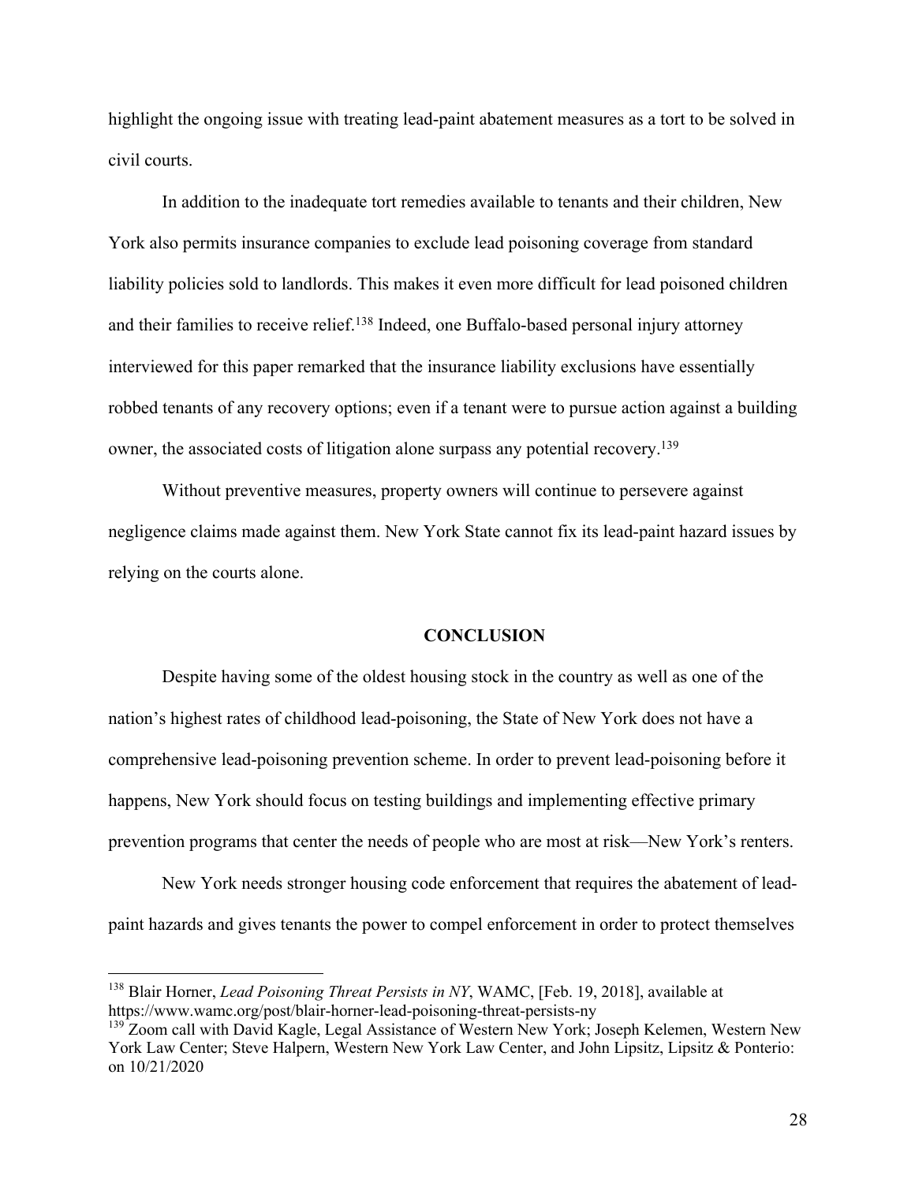highlight the ongoing issue with treating lead-paint abatement measures as a tort to be solved in civil courts.

In addition to the inadequate tort remedies available to tenants and their children, New York also permits insurance companies to exclude lead poisoning coverage from standard liability policies sold to landlords. This makes it even more difficult for lead poisoned children and their families to receive relief.[138] Indeed, one Buffalo-based personal injury attorney interviewed for this paper remarked that the insurance liability exclusions have essentially robbed tenants of any recovery options; even if a tenant were to pursue action against a building owner, the associated costs of litigation alone surpass any potential recovery.[139]

Without preventive measures, property owners will continue to persevere against negligence claims made against them. New York State cannot fix its lead-paint hazard issues by relying on the courts alone.

## CONCLUSION

Despite having some of the oldest housing stock in the country as well as one of the nation's highest rates of childhood lead-poisoning, the State of New York does not have a comprehensive lead-poisoning prevention scheme. In order to prevent lead-poisoning before it happens, New York should focus on testing buildings and implementing effective primary prevention programs that center the needs of people who are most at risk—New York's renters.

New York needs stronger housing code enforcement that requires the abatement of lead-paint hazards and gives tenants the power to compel enforcement in order to protect themselves

---

[138] Blair Horner, *Lead Poisoning Threat Persists in NY*, WAMC, [Feb. 19, 2018], available at https://www.wamc.org/post/blair-horner-lead-poisoning-threat-persists-ny

[139] Zoom call with David Kagle, Legal Assistance of Western New York; Joseph Kelemen, Western New York Law Center; Steve Halpern, Western New York Law Center, and John Lipsitz, Lipsitz & Ponterio: on 10/21/2020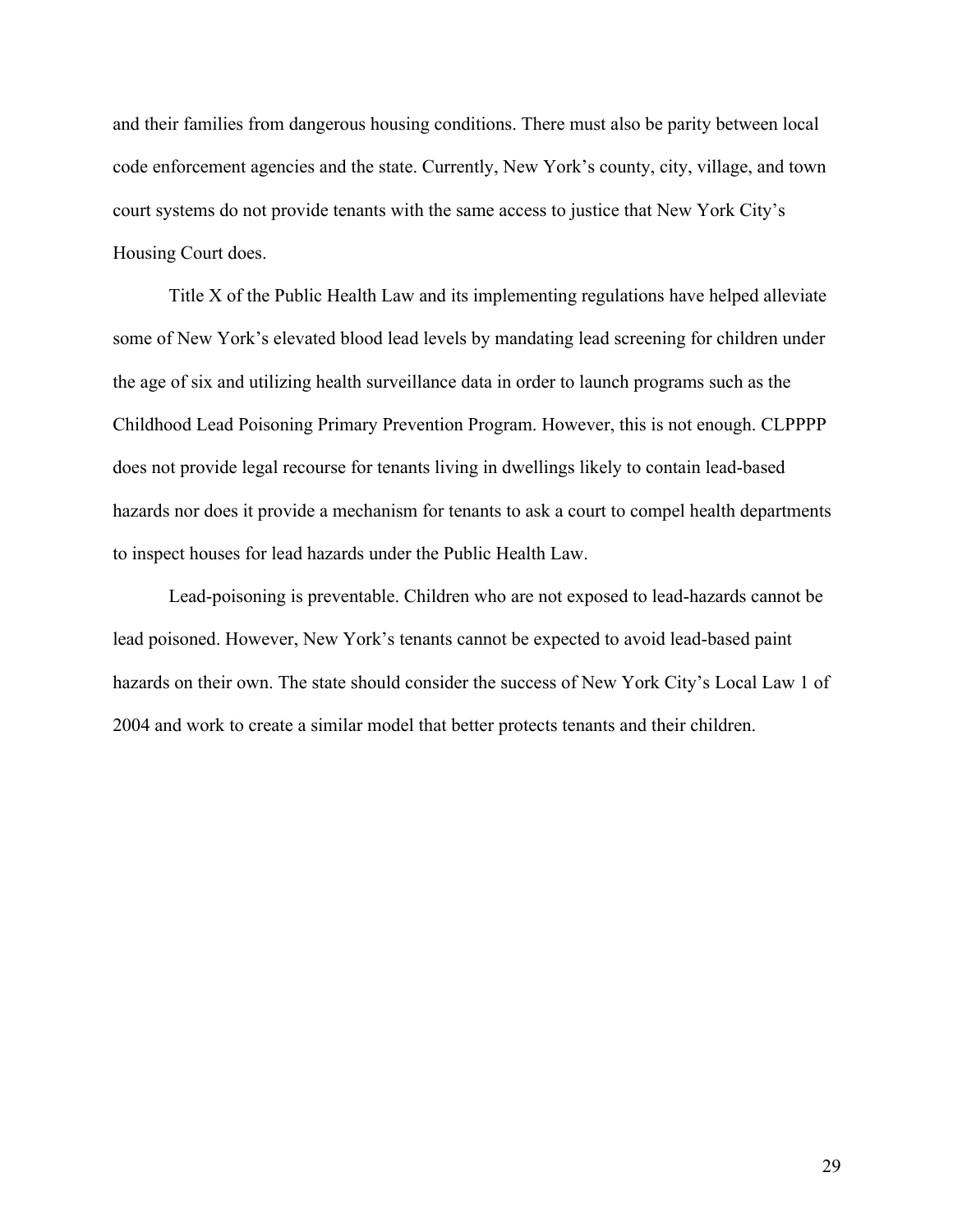and their families from dangerous housing conditions. There must also be parity between local code enforcement agencies and the state. Currently, New York's county, city, village, and town court systems do not provide tenants with the same access to justice that New York City's Housing Court does.

Title X of the Public Health Law and its implementing regulations have helped alleviate some of New York's elevated blood lead levels by mandating lead screening for children under the age of six and utilizing health surveillance data in order to launch programs such as the Childhood Lead Poisoning Primary Prevention Program. However, this is not enough. CLPPPP does not provide legal recourse for tenants living in dwellings likely to contain lead-based hazards nor does it provide a mechanism for tenants to ask a court to compel health departments to inspect houses for lead hazards under the Public Health Law.

Lead-poisoning is preventable. Children who are not exposed to lead-hazards cannot be lead poisoned. However, New York's tenants cannot be expected to avoid lead-based paint hazards on their own. The state should consider the success of New York City's Local Law 1 of 2004 and work to create a similar model that better protects tenants and their children.